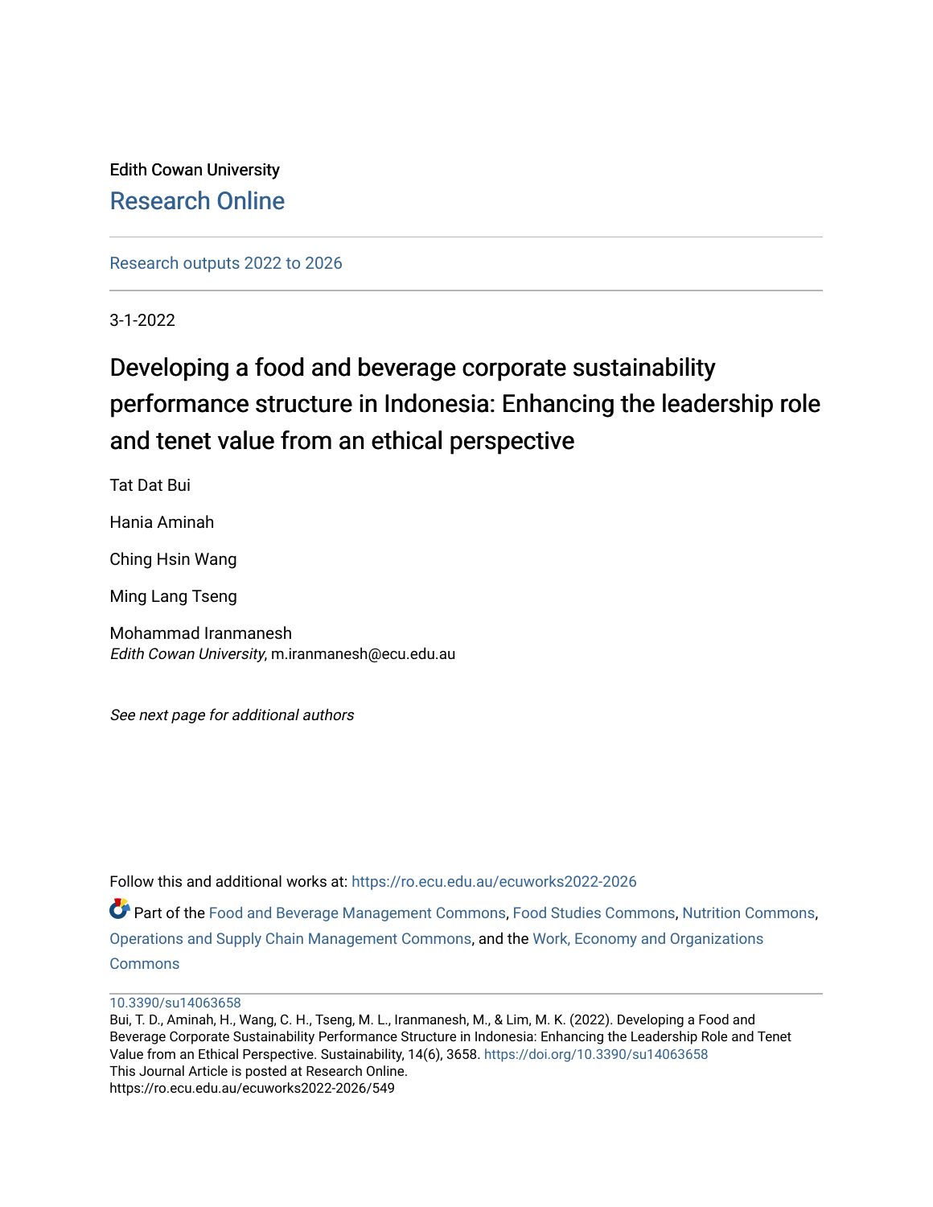Edith Cowan University

Research Online

Research outputs 2022 to 2026

3-1-2022

# Developing a food and beverage corporate sustainability performance structure in Indonesia: Enhancing the leadership role and tenet value from an ethical perspective

Tat Dat Bui

Hania Aminah

Ching Hsin Wang

Ming Lang Tseng

Mohammad Iranmanesh
*Edith Cowan University*, m.iranmanesh@ecu.edu.au

*See next page for additional authors*

Follow this and additional works at: https://ro.ecu.edu.au/ecuworks2022-2026

Part of the Food and Beverage Management Commons, Food Studies Commons, Nutrition Commons, Operations and Supply Chain Management Commons, and the Work, Economy and Organizations Commons

10.3390/su14063658

Bui, T. D., Aminah, H., Wang, C. H., Tseng, M. L., Iranmanesh, M., & Lim, M. K. (2022). Developing a Food and Beverage Corporate Sustainability Performance Structure in Indonesia: Enhancing the Leadership Role and Tenet Value from an Ethical Perspective. Sustainability, 14(6), 3658. https://doi.org/10.3390/su14063658

This Journal Article is posted at Research Online.

https://ro.ecu.edu.au/ecuworks2022-2026/549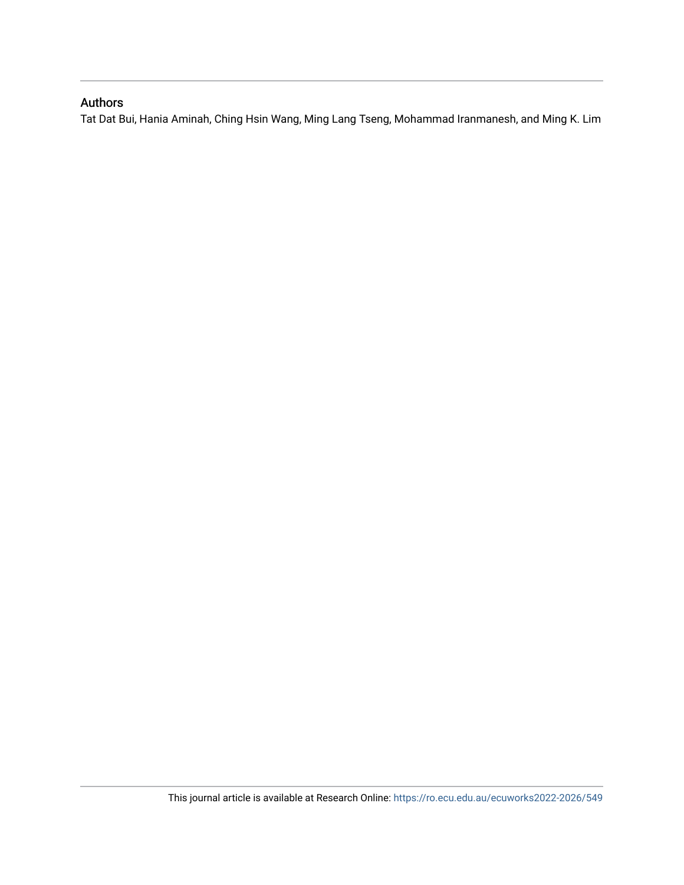## Authors

Tat Dat Bui, Hania Aminah, Ching Hsin Wang, Ming Lang Tseng, Mohammad Iranmanesh, and Ming K. Lim

This journal article is available at Research Online: https://ro.ecu.edu.au/ecuworks2022-2026/549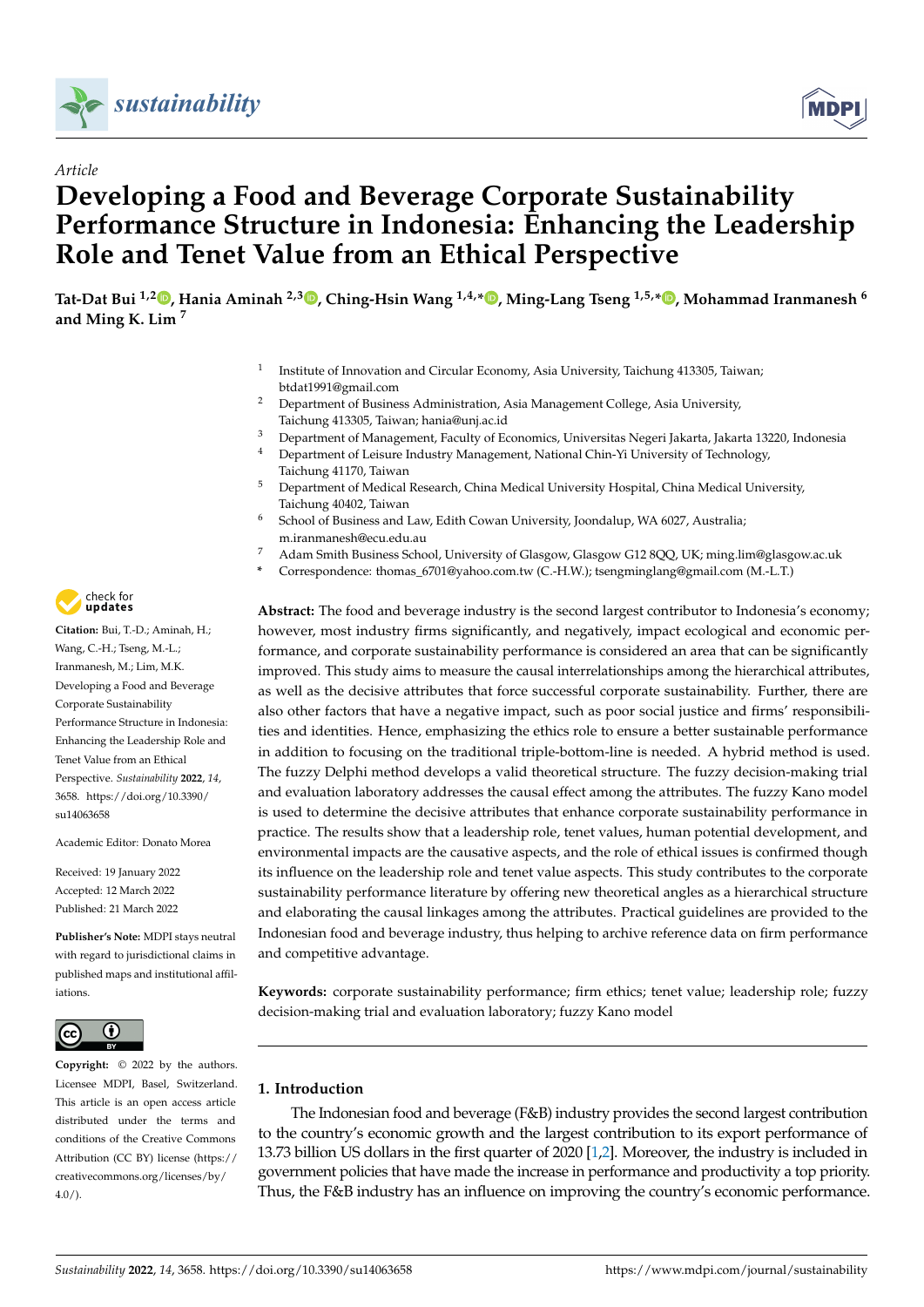Article

# Developing a Food and Beverage Corporate Sustainability Performance Structure in Indonesia: Enhancing the Leadership Role and Tenet Value from an Ethical Perspective

**Tat-Dat Bui [1,2], Hania Aminah [2,3], Ching-Hsin Wang [1,4,*], Ming-Lang Tseng [1,5,*], Mohammad Iranmanesh [6] and Ming K. Lim [7]**

[1] Institute of Innovation and Circular Economy, Asia University, Taichung 413305, Taiwan; btdat1991@gmail.com
[2] Department of Business Administration, Asia Management College, Asia University, Taichung 413305, Taiwan; hania@unj.ac.id
[3] Department of Management, Faculty of Economics, Universitas Negeri Jakarta, Jakarta 13220, Indonesia
[4] Department of Leisure Industry Management, National Chin-Yi University of Technology, Taichung 41170, Taiwan
[5] Department of Medical Research, China Medical University Hospital, China Medical University, Taichung 40402, Taiwan
[6] School of Business and Law, Edith Cowan University, Joondalup, WA 6027, Australia; m.iranmanesh@ecu.edu.au
[7] Adam Smith Business School, University of Glasgow, Glasgow G12 8QQ, UK; ming.lim@glasgow.ac.uk
\* Correspondence: thomas_6701@yahoo.com.tw (C.-H.W.); tsengminglang@gmail.com (M.-L.T.)

**Citation:** Bui, T.-D.; Aminah, H.; Wang, C.-H.; Tseng, M.-L.; Iranmanesh, M.; Lim, M.K. Developing a Food and Beverage Corporate Sustainability Performance Structure in Indonesia: Enhancing the Leadership Role and Tenet Value from an Ethical Perspective. *Sustainability* **2022**, *14*, 3658. https://doi.org/10.3390/su14063658

Academic Editor: Donato Morea

Received: 19 January 2022
Accepted: 12 March 2022
Published: 21 March 2022

**Publisher's Note:** MDPI stays neutral with regard to jurisdictional claims in published maps and institutional affiliations.

**Copyright:** © 2022 by the authors. Licensee MDPI, Basel, Switzerland. This article is an open access article distributed under the terms and conditions of the Creative Commons Attribution (CC BY) license (https://creativecommons.org/licenses/by/4.0/).

**Abstract:** The food and beverage industry is the second largest contributor to Indonesia's economy; however, most industry firms significantly, and negatively, impact ecological and economic performance, and corporate sustainability performance is considered an area that can be significantly improved. This study aims to measure the causal interrelationships among the hierarchical attributes, as well as the decisive attributes that force successful corporate sustainability. Further, there are also other factors that have a negative impact, such as poor social justice and firms' responsibilities and identities. Hence, emphasizing the ethics role to ensure a better sustainable performance in addition to focusing on the traditional triple-bottom-line is needed. A hybrid method is used. The fuzzy Delphi method develops a valid theoretical structure. The fuzzy decision-making trial and evaluation laboratory addresses the causal effect among the attributes. The fuzzy Kano model is used to determine the decisive attributes that enhance corporate sustainability performance in practice. The results show that a leadership role, tenet values, human potential development, and environmental impacts are the causative aspects, and the role of ethical issues is confirmed though its influence on the leadership role and tenet value aspects. This study contributes to the corporate sustainability performance literature by offering new theoretical angles as a hierarchical structure and elaborating the causal linkages among the attributes. Practical guidelines are provided to the Indonesian food and beverage industry, thus helping to archive reference data on firm performance and competitive advantage.

**Keywords:** corporate sustainability performance; firm ethics; tenet value; leadership role; fuzzy decision-making trial and evaluation laboratory; fuzzy Kano model

## 1. Introduction

The Indonesian food and beverage (F&B) industry provides the second largest contribution to the country's economic growth and the largest contribution to its export performance of 13.73 billion US dollars in the first quarter of 2020 [1,2]. Moreover, the industry is included in government policies that have made the increase in performance and productivity a top priority. Thus, the F&B industry has an influence on improving the country's economic performance.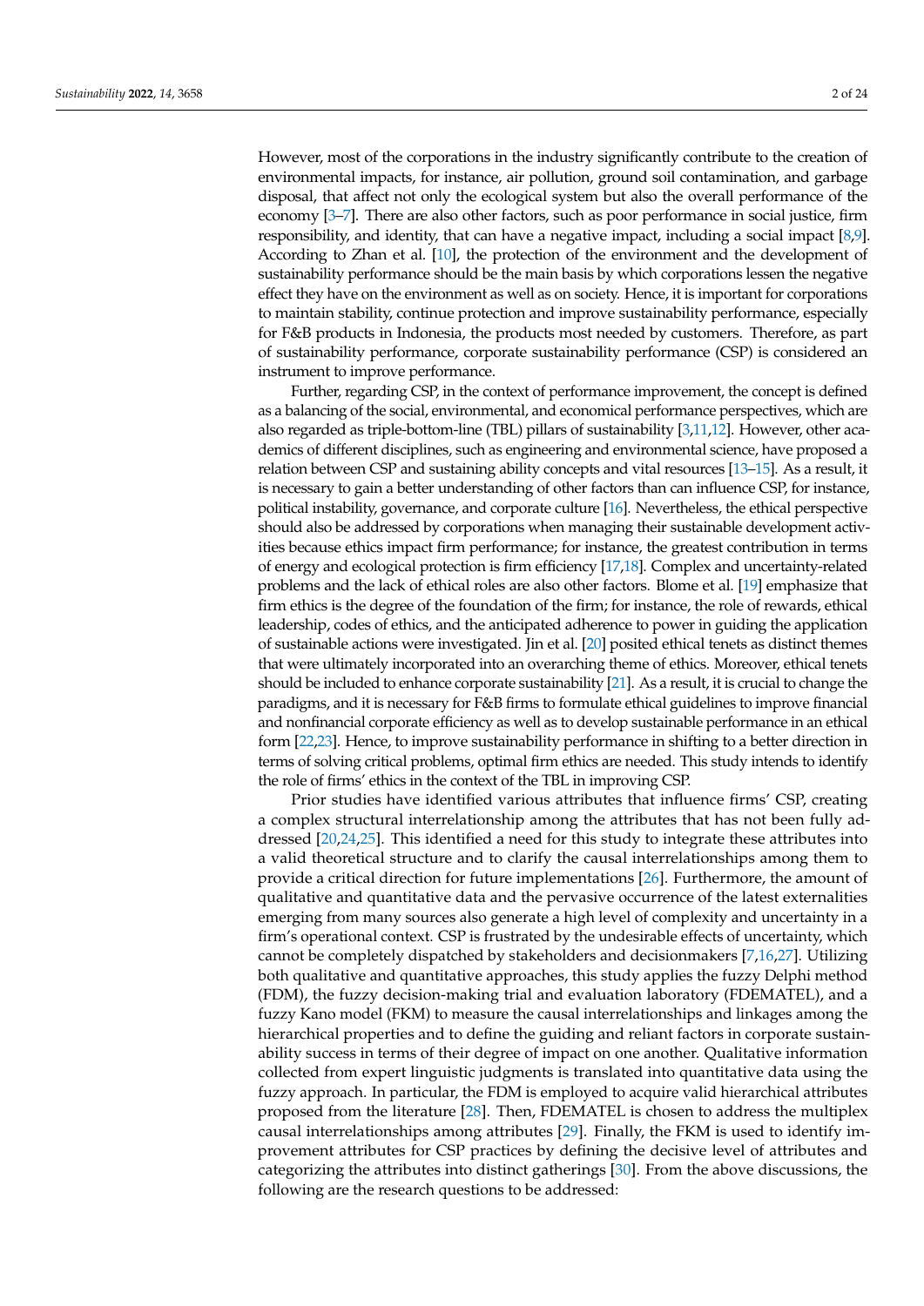However, most of the corporations in the industry significantly contribute to the creation of environmental impacts, for instance, air pollution, ground soil contamination, and garbage disposal, that affect not only the ecological system but also the overall performance of the economy [3–7]. There are also other factors, such as poor performance in social justice, firm responsibility, and identity, that can have a negative impact, including a social impact [8,9]. According to Zhan et al. [10], the protection of the environment and the development of sustainability performance should be the main basis by which corporations lessen the negative effect they have on the environment as well as on society. Hence, it is important for corporations to maintain stability, continue protection and improve sustainability performance, especially for F&B products in Indonesia, the products most needed by customers. Therefore, as part of sustainability performance, corporate sustainability performance (CSP) is considered an instrument to improve performance.

Further, regarding CSP, in the context of performance improvement, the concept is defined as a balancing of the social, environmental, and economical performance perspectives, which are also regarded as triple-bottom-line (TBL) pillars of sustainability [3,11,12]. However, other academics of different disciplines, such as engineering and environmental science, have proposed a relation between CSP and sustaining ability concepts and vital resources [13–15]. As a result, it is necessary to gain a better understanding of other factors than can influence CSP, for instance, political instability, governance, and corporate culture [16]. Nevertheless, the ethical perspective should also be addressed by corporations when managing their sustainable development activities because ethics impact firm performance; for instance, the greatest contribution in terms of energy and ecological protection is firm efficiency [17,18]. Complex and uncertainty-related problems and the lack of ethical roles are also other factors. Blome et al. [19] emphasize that firm ethics is the degree of the foundation of the firm; for instance, the role of rewards, ethical leadership, codes of ethics, and the anticipated adherence to power in guiding the application of sustainable actions were investigated. Jin et al. [20] posited ethical tenets as distinct themes that were ultimately incorporated into an overarching theme of ethics. Moreover, ethical tenets should be included to enhance corporate sustainability [21]. As a result, it is crucial to change the paradigms, and it is necessary for F&B firms to formulate ethical guidelines to improve financial and nonfinancial corporate efficiency as well as to develop sustainable performance in an ethical form [22,23]. Hence, to improve sustainability performance in shifting to a better direction in terms of solving critical problems, optimal firm ethics are needed. This study intends to identify the role of firms' ethics in the context of the TBL in improving CSP.

Prior studies have identified various attributes that influence firms' CSP, creating a complex structural interrelationship among the attributes that has not been fully addressed [20,24,25]. This identified a need for this study to integrate these attributes into a valid theoretical structure and to clarify the causal interrelationships among them to provide a critical direction for future implementations [26]. Furthermore, the amount of qualitative and quantitative data and the pervasive occurrence of the latest externalities emerging from many sources also generate a high level of complexity and uncertainty in a firm's operational context. CSP is frustrated by the undesirable effects of uncertainty, which cannot be completely dispatched by stakeholders and decisionmakers [7,16,27]. Utilizing both qualitative and quantitative approaches, this study applies the fuzzy Delphi method (FDM), the fuzzy decision-making trial and evaluation laboratory (FDEMATEL), and a fuzzy Kano model (FKM) to measure the causal interrelationships and linkages among the hierarchical properties and to define the guiding and reliant factors in corporate sustainability success in terms of their degree of impact on one another. Qualitative information collected from expert linguistic judgments is translated into quantitative data using the fuzzy approach. In particular, the FDM is employed to acquire valid hierarchical attributes proposed from the literature [28]. Then, FDEMATEL is chosen to address the multiplex causal interrelationships among attributes [29]. Finally, the FKM is used to identify improvement attributes for CSP practices by defining the decisive level of attributes and categorizing the attributes into distinct gatherings [30]. From the above discussions, the following are the research questions to be addressed: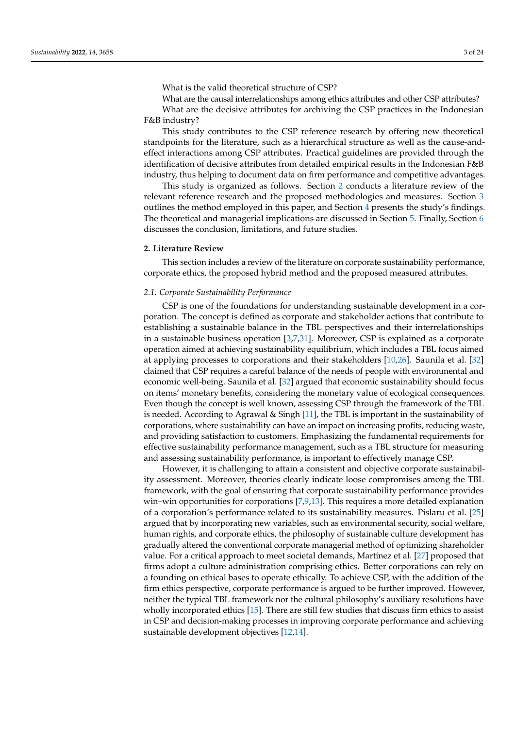What is the valid theoretical structure of CSP?

What are the causal interrelationships among ethics attributes and other CSP attributes?

What are the decisive attributes for archiving the CSP practices in the Indonesian F&B industry?

This study contributes to the CSP reference research by offering new theoretical standpoints for the literature, such as a hierarchical structure as well as the cause-and-effect interactions among CSP attributes. Practical guidelines are provided through the identification of decisive attributes from detailed empirical results in the Indonesian F&B industry, thus helping to document data on firm performance and competitive advantages.

This study is organized as follows. Section 2 conducts a literature review of the relevant reference research and the proposed methodologies and measures. Section 3 outlines the method employed in this paper, and Section 4 presents the study's findings. The theoretical and managerial implications are discussed in Section 5. Finally, Section 6 discusses the conclusion, limitations, and future studies.

## 2. Literature Review

This section includes a review of the literature on corporate sustainability performance, corporate ethics, the proposed hybrid method and the proposed measured attributes.

### *2.1. Corporate Sustainability Performance*

CSP is one of the foundations for understanding sustainable development in a corporation. The concept is defined as corporate and stakeholder actions that contribute to establishing a sustainable balance in the TBL perspectives and their interrelationships in a sustainable business operation [3,7,31]. Moreover, CSP is explained as a corporate operation aimed at achieving sustainability equilibrium, which includes a TBL focus aimed at applying processes to corporations and their stakeholders [10,26]. Saunila et al. [32] claimed that CSP requires a careful balance of the needs of people with environmental and economic well-being. Saunila et al. [32] argued that economic sustainability should focus on items' monetary benefits, considering the monetary value of ecological consequences. Even though the concept is well known, assessing CSP through the framework of the TBL is needed. According to Agrawal & Singh [11], the TBL is important in the sustainability of corporations, where sustainability can have an impact on increasing profits, reducing waste, and providing satisfaction to customers. Emphasizing the fundamental requirements for effective sustainability performance management, such as a TBL structure for measuring and assessing sustainability performance, is important to effectively manage CSP.

However, it is challenging to attain a consistent and objective corporate sustainability assessment. Moreover, theories clearly indicate loose compromises among the TBL framework, with the goal of ensuring that corporate sustainability performance provides win–win opportunities for corporations [7,9,13]. This requires a more detailed explanation of a corporation's performance related to its sustainability measures. Pislaru et al. [25] argued that by incorporating new variables, such as environmental security, social welfare, human rights, and corporate ethics, the philosophy of sustainable culture development has gradually altered the conventional corporate managerial method of optimizing shareholder value. For a critical approach to meet societal demands, Martínez et al. [27] proposed that firms adopt a culture administration comprising ethics. Better corporations can rely on a founding on ethical bases to operate ethically. To achieve CSP, with the addition of the firm ethics perspective, corporate performance is argued to be further improved. However, neither the typical TBL framework nor the cultural philosophy's auxiliary resolutions have wholly incorporated ethics [15]. There are still few studies that discuss firm ethics to assist in CSP and decision-making processes in improving corporate performance and achieving sustainable development objectives [12,14].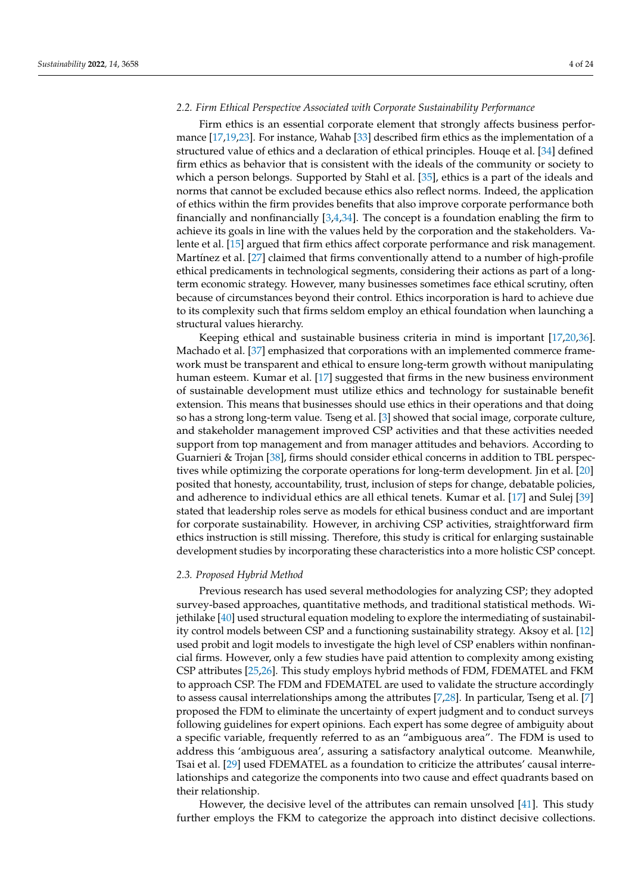### 2.2. Firm Ethical Perspective Associated with Corporate Sustainability Performance

Firm ethics is an essential corporate element that strongly affects business performance [17,19,23]. For instance, Wahab [33] described firm ethics as the implementation of a structured value of ethics and a declaration of ethical principles. Houqe et al. [34] defined firm ethics as behavior that is consistent with the ideals of the community or society to which a person belongs. Supported by Stahl et al. [35], ethics is a part of the ideals and norms that cannot be excluded because ethics also reflect norms. Indeed, the application of ethics within the firm provides benefits that also improve corporate performance both financially and nonfinancially [3,4,34]. The concept is a foundation enabling the firm to achieve its goals in line with the values held by the corporation and the stakeholders. Valente et al. [15] argued that firm ethics affect corporate performance and risk management. Martínez et al. [27] claimed that firms conventionally attend to a number of high-profile ethical predicaments in technological segments, considering their actions as part of a long-term economic strategy. However, many businesses sometimes face ethical scrutiny, often because of circumstances beyond their control. Ethics incorporation is hard to achieve due to its complexity such that firms seldom employ an ethical foundation when launching a structural values hierarchy.

Keeping ethical and sustainable business criteria in mind is important [17,20,36]. Machado et al. [37] emphasized that corporations with an implemented commerce framework must be transparent and ethical to ensure long-term growth without manipulating human esteem. Kumar et al. [17] suggested that firms in the new business environment of sustainable development must utilize ethics and technology for sustainable benefit extension. This means that businesses should use ethics in their operations and that doing so has a strong long-term value. Tseng et al. [3] showed that social image, corporate culture, and stakeholder management improved CSP activities and that these activities needed support from top management and from manager attitudes and behaviors. According to Guarnieri & Trojan [38], firms should consider ethical concerns in addition to TBL perspectives while optimizing the corporate operations for long-term development. Jin et al. [20] posited that honesty, accountability, trust, inclusion of steps for change, debatable policies, and adherence to individual ethics are all ethical tenets. Kumar et al. [17] and Sulej [39] stated that leadership roles serve as models for ethical business conduct and are important for corporate sustainability. However, in archiving CSP activities, straightforward firm ethics instruction is still missing. Therefore, this study is critical for enlarging sustainable development studies by incorporating these characteristics into a more holistic CSP concept.

### 2.3. Proposed Hybrid Method

Previous research has used several methodologies for analyzing CSP; they adopted survey-based approaches, quantitative methods, and traditional statistical methods. Wijethilake [40] used structural equation modeling to explore the intermediating of sustainability control models between CSP and a functioning sustainability strategy. Aksoy et al. [12] used probit and logit models to investigate the high level of CSP enablers within nonfinancial firms. However, only a few studies have paid attention to complexity among existing CSP attributes [25,26]. This study employs hybrid methods of FDM, FDEMATEL and FKM to approach CSP. The FDM and FDEMATEL are used to validate the structure accordingly to assess causal interrelationships among the attributes [7,28]. In particular, Tseng et al. [7] proposed the FDM to eliminate the uncertainty of expert judgment and to conduct surveys following guidelines for expert opinions. Each expert has some degree of ambiguity about a specific variable, frequently referred to as an "ambiguous area". The FDM is used to address this 'ambiguous area', assuring a satisfactory analytical outcome. Meanwhile, Tsai et al. [29] used FDEMATEL as a foundation to criticize the attributes' causal interrelationships and categorize the components into two cause and effect quadrants based on their relationship.

However, the decisive level of the attributes can remain unsolved [41]. This study further employs the FKM to categorize the approach into distinct decisive collections.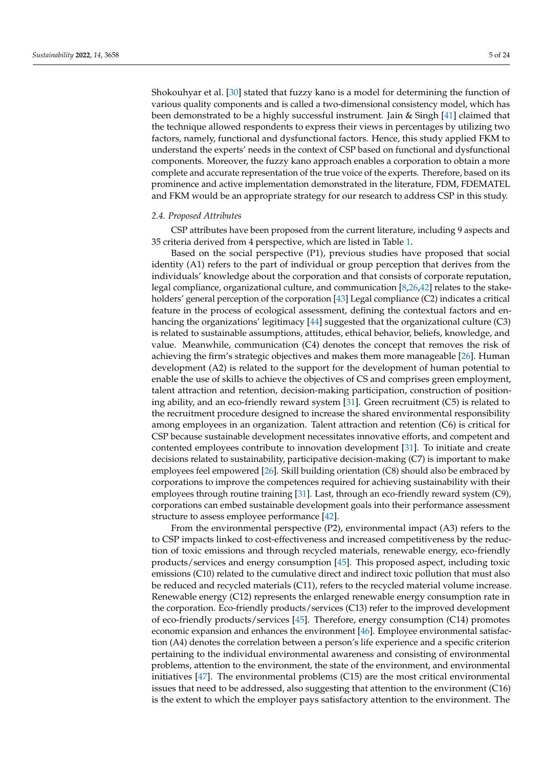Shokouhyar et al. [30] stated that fuzzy kano is a model for determining the function of various quality components and is called a two-dimensional consistency model, which has been demonstrated to be a highly successful instrument. Jain & Singh [41] claimed that the technique allowed respondents to express their views in percentages by utilizing two factors, namely, functional and dysfunctional factors. Hence, this study applied FKM to understand the experts' needs in the context of CSP based on functional and dysfunctional components. Moreover, the fuzzy kano approach enables a corporation to obtain a more complete and accurate representation of the true voice of the experts. Therefore, based on its prominence and active implementation demonstrated in the literature, FDM, FDEMATEL and FKM would be an appropriate strategy for our research to address CSP in this study.

### 2.4. Proposed Attributes

CSP attributes have been proposed from the current literature, including 9 aspects and 35 criteria derived from 4 perspective, which are listed in Table 1.

Based on the social perspective (P1), previous studies have proposed that social identity (A1) refers to the part of individual or group perception that derives from the individuals' knowledge about the corporation and that consists of corporate reputation, legal compliance, organizational culture, and communication [8,26,42] relates to the stakeholders' general perception of the corporation [43] Legal compliance (C2) indicates a critical feature in the process of ecological assessment, defining the contextual factors and enhancing the organizations' legitimacy [44] suggested that the organizational culture (C3) is related to sustainable assumptions, attitudes, ethical behavior, beliefs, knowledge, and value. Meanwhile, communication (C4) denotes the concept that removes the risk of achieving the firm's strategic objectives and makes them more manageable [26]. Human development (A2) is related to the support for the development of human potential to enable the use of skills to achieve the objectives of CS and comprises green employment, talent attraction and retention, decision-making participation, construction of positioning ability, and an eco-friendly reward system [31]. Green recruitment (C5) is related to the recruitment procedure designed to increase the shared environmental responsibility among employees in an organization. Talent attraction and retention (C6) is critical for CSP because sustainable development necessitates innovative efforts, and competent and contented employees contribute to innovation development [31]. To initiate and create decisions related to sustainability, participative decision-making (C7) is important to make employees feel empowered [26]. Skill building orientation (C8) should also be embraced by corporations to improve the competences required for achieving sustainability with their employees through routine training [31]. Last, through an eco-friendly reward system (C9), corporations can embed sustainable development goals into their performance assessment structure to assess employee performance [42].

From the environmental perspective (P2), environmental impact (A3) refers to the to CSP impacts linked to cost-effectiveness and increased competitiveness by the reduction of toxic emissions and through recycled materials, renewable energy, eco-friendly products/services and energy consumption [45]. This proposed aspect, including toxic emissions (C10) related to the cumulative direct and indirect toxic pollution that must also be reduced and recycled materials (C11), refers to the recycled material volume increase. Renewable energy (C12) represents the enlarged renewable energy consumption rate in the corporation. Eco-friendly products/services (C13) refer to the improved development of eco-friendly products/services [45]. Therefore, energy consumption (C14) promotes economic expansion and enhances the environment [46]. Employee environmental satisfaction (A4) denotes the correlation between a person's life experience and a specific criterion pertaining to the individual environmental awareness and consisting of environmental problems, attention to the environment, the state of the environment, and environmental initiatives [47]. The environmental problems (C15) are the most critical environmental issues that need to be addressed, also suggesting that attention to the environment (C16) is the extent to which the employer pays satisfactory attention to the environment. The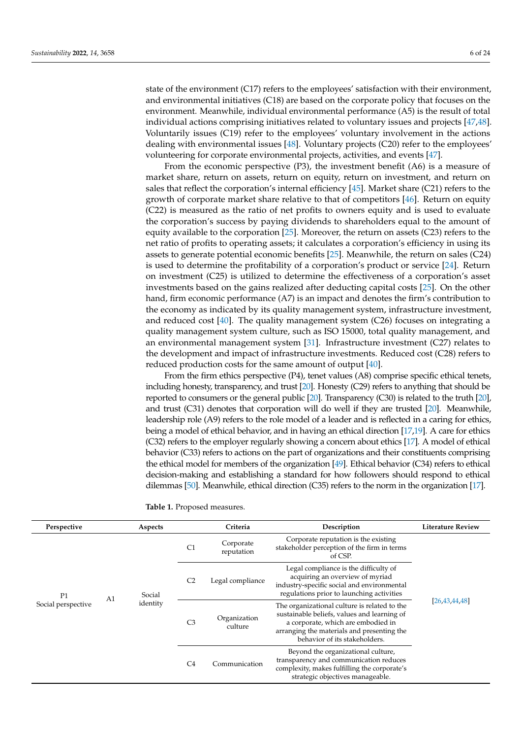state of the environment (C17) refers to the employees' satisfaction with their environment, and environmental initiatives (C18) are based on the corporate policy that focuses on the environment. Meanwhile, individual environmental performance (A5) is the result of total individual actions comprising initiatives related to voluntary issues and projects [47,48]. Voluntarily issues (C19) refer to the employees' voluntary involvement in the actions dealing with environmental issues [48]. Voluntary projects (C20) refer to the employees' volunteering for corporate environmental projects, activities, and events [47].

From the economic perspective (P3), the investment benefit (A6) is a measure of market share, return on assets, return on equity, return on investment, and return on sales that reflect the corporation's internal efficiency [45]. Market share (C21) refers to the growth of corporate market share relative to that of competitors [46]. Return on equity (C22) is measured as the ratio of net profits to owners equity and is used to evaluate the corporation's success by paying dividends to shareholders equal to the amount of equity available to the corporation [25]. Moreover, the return on assets (C23) refers to the net ratio of profits to operating assets; it calculates a corporation's efficiency in using its assets to generate potential economic benefits [25]. Meanwhile, the return on sales (C24) is used to determine the profitability of a corporation's product or service [24]. Return on investment (C25) is utilized to determine the effectiveness of a corporation's asset investments based on the gains realized after deducting capital costs [25]. On the other hand, firm economic performance (A7) is an impact and denotes the firm's contribution to the economy as indicated by its quality management system, infrastructure investment, and reduced cost [40]. The quality management system (C26) focuses on integrating a quality management system culture, such as ISO 15000, total quality management, and an environmental management system [31]. Infrastructure investment (C27) relates to the development and impact of infrastructure investments. Reduced cost (C28) refers to reduced production costs for the same amount of output [40].

From the firm ethics perspective (P4), tenet values (A8) comprise specific ethical tenets, including honesty, transparency, and trust [20]. Honesty (C29) refers to anything that should be reported to consumers or the general public [20]. Transparency (C30) is related to the truth [20], and trust (C31) denotes that corporation will do well if they are trusted [20]. Meanwhile, leadership role (A9) refers to the role model of a leader and is reflected in a caring for ethics, being a model of ethical behavior, and in having an ethical direction [17,19]. A care for ethics (C32) refers to the employer regularly showing a concern about ethics [17]. A model of ethical behavior (C33) refers to actions on the part of organizations and their constituents comprising the ethical model for members of the organization [49]. Ethical behavior (C34) refers to ethical decision-making and establishing a standard for how followers should respond to ethical dilemmas [50]. Meanwhile, ethical direction (C35) refers to the norm in the organization [17].

**Table 1.** Proposed measures.

| Perspective | | Aspects | | Criteria | Description | Literature Review |
|---|---|---|---|---|---|---|
| P1 Social perspective | A1 | Social identity | C1 | Corporate reputation | Corporate reputation is the existing stakeholder perception of the firm in terms of CSP. | [26,43,44,48] |
| | | | C2 | Legal compliance | Legal compliance is the difficulty of acquiring an overview of myriad industry-specific social and environmental regulations prior to launching activities | |
| | | | C3 | Organization culture | The organizational culture is related to the sustainable beliefs, values and learning of a corporate, which are embodied in arranging the materials and presenting the behavior of its stakeholders. | |
| | | | C4 | Communication | Beyond the organizational culture, transparency and communication reduces complexity, makes fulfilling the corporate's strategic objectives manageable. | |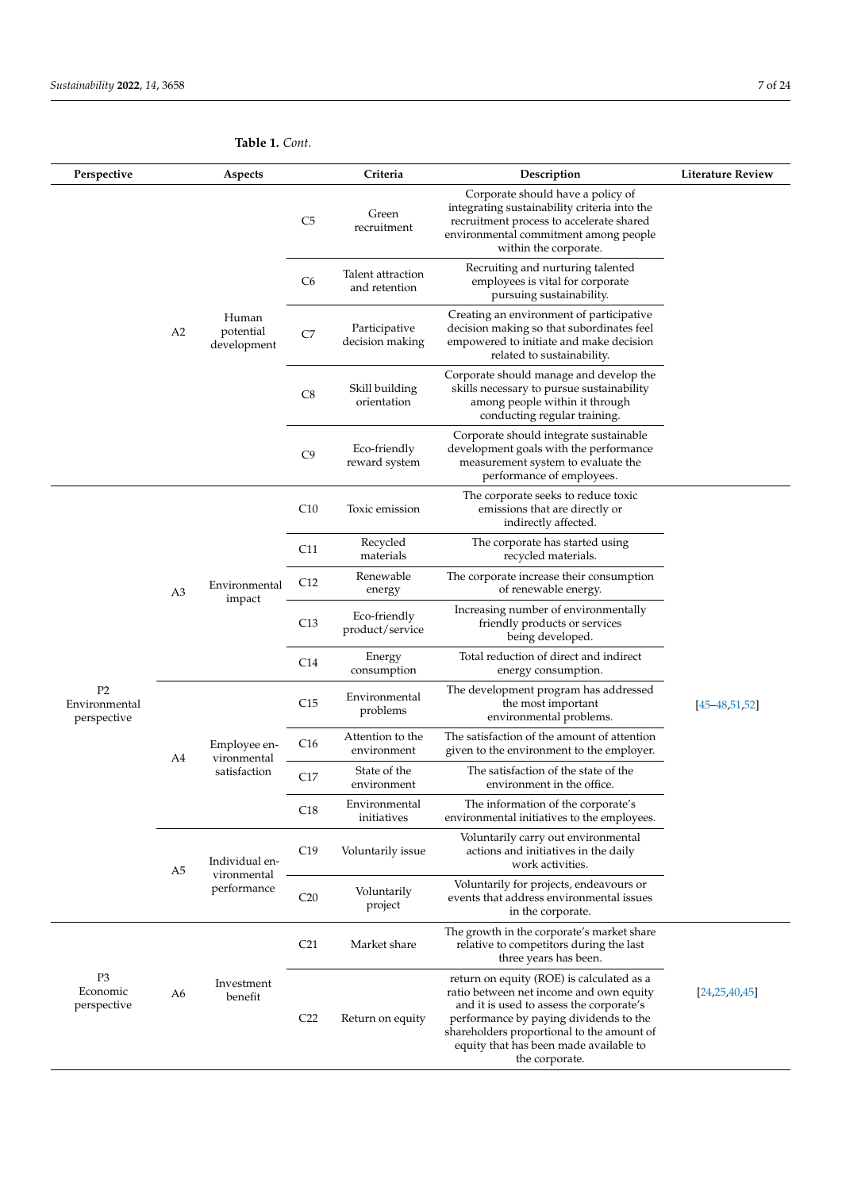**Table 1.** *Cont.*

| Perspective | Aspects | | Criteria | | Description | Literature Review |
|---|---|---|---|---|---|---|
| | A2 | Human potential development | C5 | Green recruitment | Corporate should have a policy of integrating sustainability criteria into the recruitment process to accelerate shared environmental commitment among people within the corporate. | |
| | | | C6 | Talent attraction and retention | Recruiting and nurturing talented employees is vital for corporate pursuing sustainability. | |
| | | | C7 | Participative decision making | Creating an environment of participative decision making so that subordinates feel empowered to initiate and make decision related to sustainability. | |
| | | | C8 | Skill building orientation | Corporate should manage and develop the skills necessary to pursue sustainability among people within it through conducting regular training. | |
| | | | C9 | Eco-friendly reward system | Corporate should integrate sustainable development goals with the performance measurement system to evaluate the performance of employees. | |
| P2 Environmental perspective | A3 | Environmental impact | C10 | Toxic emission | The corporate seeks to reduce toxic emissions that are directly or indirectly affected. | [45–48,51,52] |
| | | | C11 | Recycled materials | The corporate has started using recycled materials. | |
| | | | C12 | Renewable energy | The corporate increase their consumption of renewable energy. | |
| | | | C13 | Eco-friendly product/service | Increasing number of environmentally friendly products or services being developed. | |
| | | | C14 | Energy consumption | Total reduction of direct and indirect energy consumption. | |
| | A4 | Employee environmental satisfaction | C15 | Environmental problems | The development program has addressed the most important environmental problems. | |
| | | | C16 | Attention to the environment | The satisfaction of the amount of attention given to the environment to the employer. | |
| | | | C17 | State of the environment | The satisfaction of the state of the environment in the office. | |
| | | | C18 | Environmental initiatives | The information of the corporate's environmental initiatives to the employees. | |
| | A5 | Individual environmental performance | C19 | Voluntarily issue | Voluntarily carry out environmental actions and initiatives in the daily work activities. | |
| | | | C20 | Voluntarily project | Voluntarily for projects, endeavours or events that address environmental issues in the corporate. | |
| P3 Economic perspective | A6 | Investment benefit | C21 | Market share | The growth in the corporate's market share relative to competitors during the last three years has been. | [24,25,40,45] |
| | | | C22 | Return on equity | return on equity (ROE) is calculated as a ratio between net income and own equity and it is used to assess the corporate's performance by paying dividends to the shareholders proportional to the amount of equity that has been made available to the corporate. | |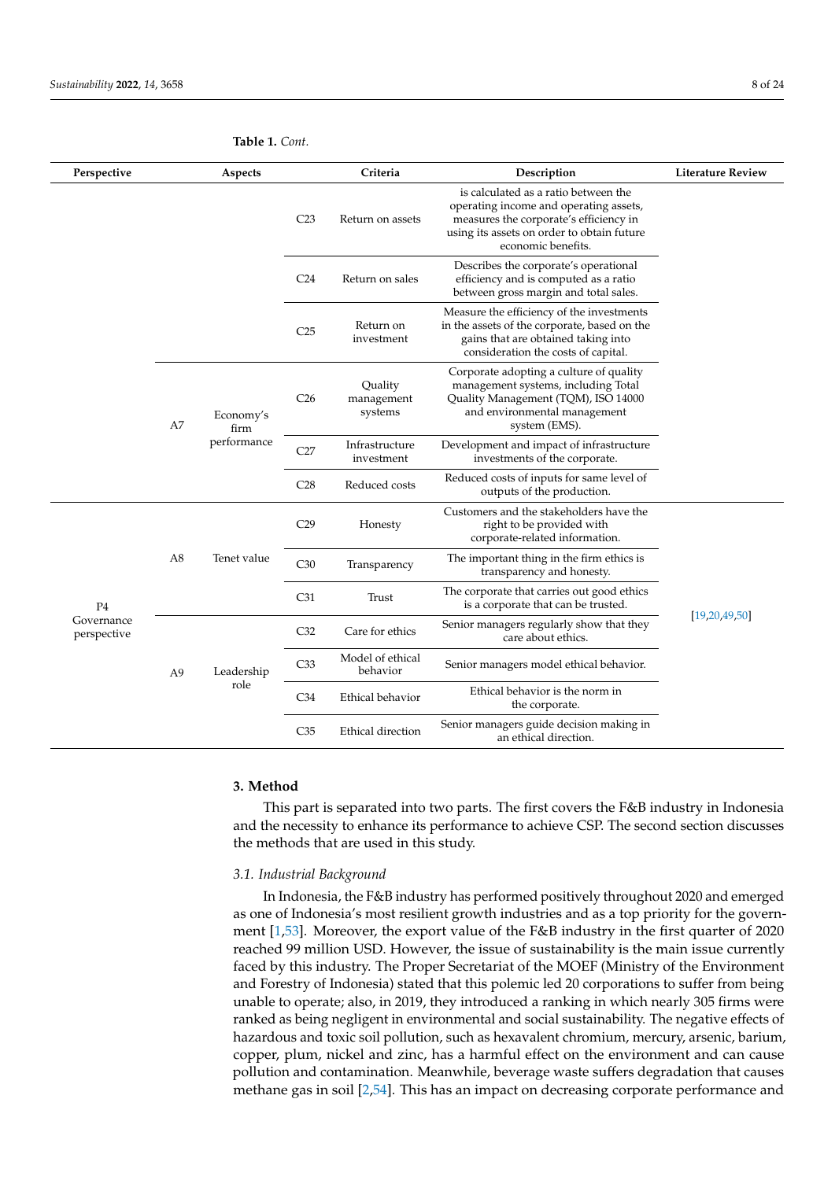**Table 1.** *Cont.*

| Perspective | Aspects | | Criteria | | Description | Literature Review |
|---|---|---|---|---|---|---|
| | | | C23 | Return on assets | is calculated as a ratio between the operating income and operating assets, measures the corporate's efficiency in using its assets on order to obtain future economic benefits. | |
| | | | C24 | Return on sales | Describes the corporate's operational efficiency and is computed as a ratio between gross margin and total sales. | |
| | | | C25 | Return on investment | Measure the efficiency of the investments in the assets of the corporate, based on the gains that are obtained taking into consideration the costs of capital. | |
| | A7 | Economy's firm performance | C26 | Quality management systems | Corporate adopting a culture of quality management systems, including Total Quality Management (TQM), ISO 14000 and environmental management system (EMS). | |
| | | | C27 | Infrastructure investment | Development and impact of infrastructure investments of the corporate. | |
| | | | C28 | Reduced costs | Reduced costs of inputs for same level of outputs of the production. | |
| P4 Governance perspective | A8 | Tenet value | C29 | Honesty | Customers and the stakeholders have the right to be provided with corporate-related information. | [19,20,49,50] |
| | | | C30 | Transparency | The important thing in the firm ethics is transparency and honesty. | |
| | | | C31 | Trust | The corporate that carries out good ethics is a corporate that can be trusted. | |
| | A9 | Leadership role | C32 | Care for ethics | Senior managers regularly show that they care about ethics. | |
| | | | C33 | Model of ethical behavior | Senior managers model ethical behavior. | |
| | | | C34 | Ethical behavior | Ethical behavior is the norm in the corporate. | |
| | | | C35 | Ethical direction | Senior managers guide decision making in an ethical direction. | |

## 3. Method

This part is separated into two parts. The first covers the F&B industry in Indonesia and the necessity to enhance its performance to achieve CSP. The second section discusses the methods that are used in this study.

### *3.1. Industrial Background*

In Indonesia, the F&B industry has performed positively throughout 2020 and emerged as one of Indonesia's most resilient growth industries and as a top priority for the government [1,53]. Moreover, the export value of the F&B industry in the first quarter of 2020 reached 99 million USD. However, the issue of sustainability is the main issue currently faced by this industry. The Proper Secretariat of the MOEF (Ministry of the Environment and Forestry of Indonesia) stated that this polemic led 20 corporations to suffer from being unable to operate; also, in 2019, they introduced a ranking in which nearly 305 firms were ranked as being negligent in environmental and social sustainability. The negative effects of hazardous and toxic soil pollution, such as hexavalent chromium, mercury, arsenic, barium, copper, plum, nickel and zinc, has a harmful effect on the environment and can cause pollution and contamination. Meanwhile, beverage waste suffers degradation that causes methane gas in soil [2,54]. This has an impact on decreasing corporate performance and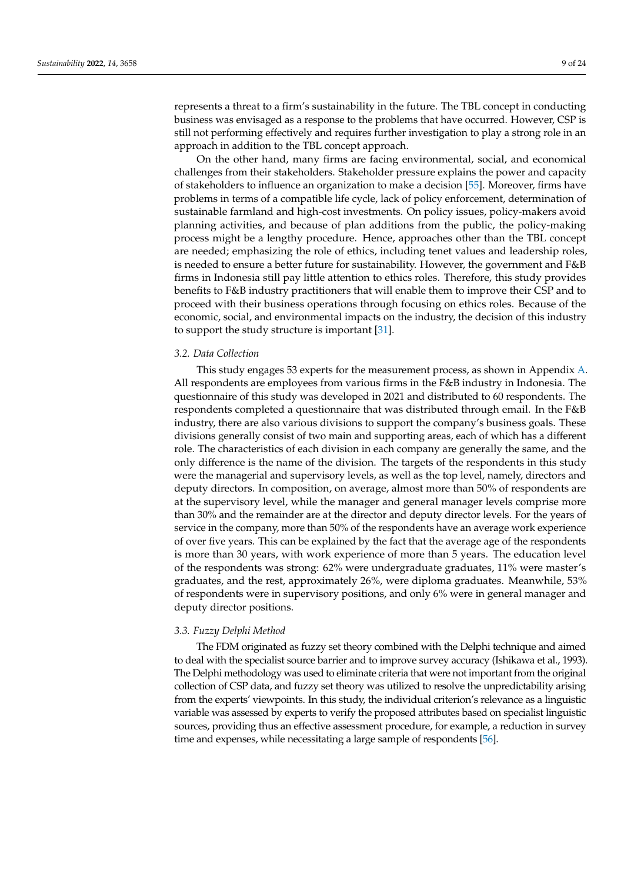represents a threat to a firm's sustainability in the future. The TBL concept in conducting business was envisaged as a response to the problems that have occurred. However, CSP is still not performing effectively and requires further investigation to play a strong role in an approach in addition to the TBL concept approach.

On the other hand, many firms are facing environmental, social, and economical challenges from their stakeholders. Stakeholder pressure explains the power and capacity of stakeholders to influence an organization to make a decision [55]. Moreover, firms have problems in terms of a compatible life cycle, lack of policy enforcement, determination of sustainable farmland and high-cost investments. On policy issues, policy-makers avoid planning activities, and because of plan additions from the public, the policy-making process might be a lengthy procedure. Hence, approaches other than the TBL concept are needed; emphasizing the role of ethics, including tenet values and leadership roles, is needed to ensure a better future for sustainability. However, the government and F&B firms in Indonesia still pay little attention to ethics roles. Therefore, this study provides benefits to F&B industry practitioners that will enable them to improve their CSP and to proceed with their business operations through focusing on ethics roles. Because of the economic, social, and environmental impacts on the industry, the decision of this industry to support the study structure is important [31].

### *3.2. Data Collection*

This study engages 53 experts for the measurement process, as shown in Appendix A. All respondents are employees from various firms in the F&B industry in Indonesia. The questionnaire of this study was developed in 2021 and distributed to 60 respondents. The respondents completed a questionnaire that was distributed through email. In the F&B industry, there are also various divisions to support the company's business goals. These divisions generally consist of two main and supporting areas, each of which has a different role. The characteristics of each division in each company are generally the same, and the only difference is the name of the division. The targets of the respondents in this study were the managerial and supervisory levels, as well as the top level, namely, directors and deputy directors. In composition, on average, almost more than 50% of respondents are at the supervisory level, while the manager and general manager levels comprise more than 30% and the remainder are at the director and deputy director levels. For the years of service in the company, more than 50% of the respondents have an average work experience of over five years. This can be explained by the fact that the average age of the respondents is more than 30 years, with work experience of more than 5 years. The education level of the respondents was strong: 62% were undergraduate graduates, 11% were master's graduates, and the rest, approximately 26%, were diploma graduates. Meanwhile, 53% of respondents were in supervisory positions, and only 6% were in general manager and deputy director positions.

### *3.3. Fuzzy Delphi Method*

The FDM originated as fuzzy set theory combined with the Delphi technique and aimed to deal with the specialist source barrier and to improve survey accuracy (Ishikawa et al., 1993). The Delphi methodology was used to eliminate criteria that were not important from the original collection of CSP data, and fuzzy set theory was utilized to resolve the unpredictability arising from the experts' viewpoints. In this study, the individual criterion's relevance as a linguistic variable was assessed by experts to verify the proposed attributes based on specialist linguistic sources, providing thus an effective assessment procedure, for example, a reduction in survey time and expenses, while necessitating a large sample of respondents [56].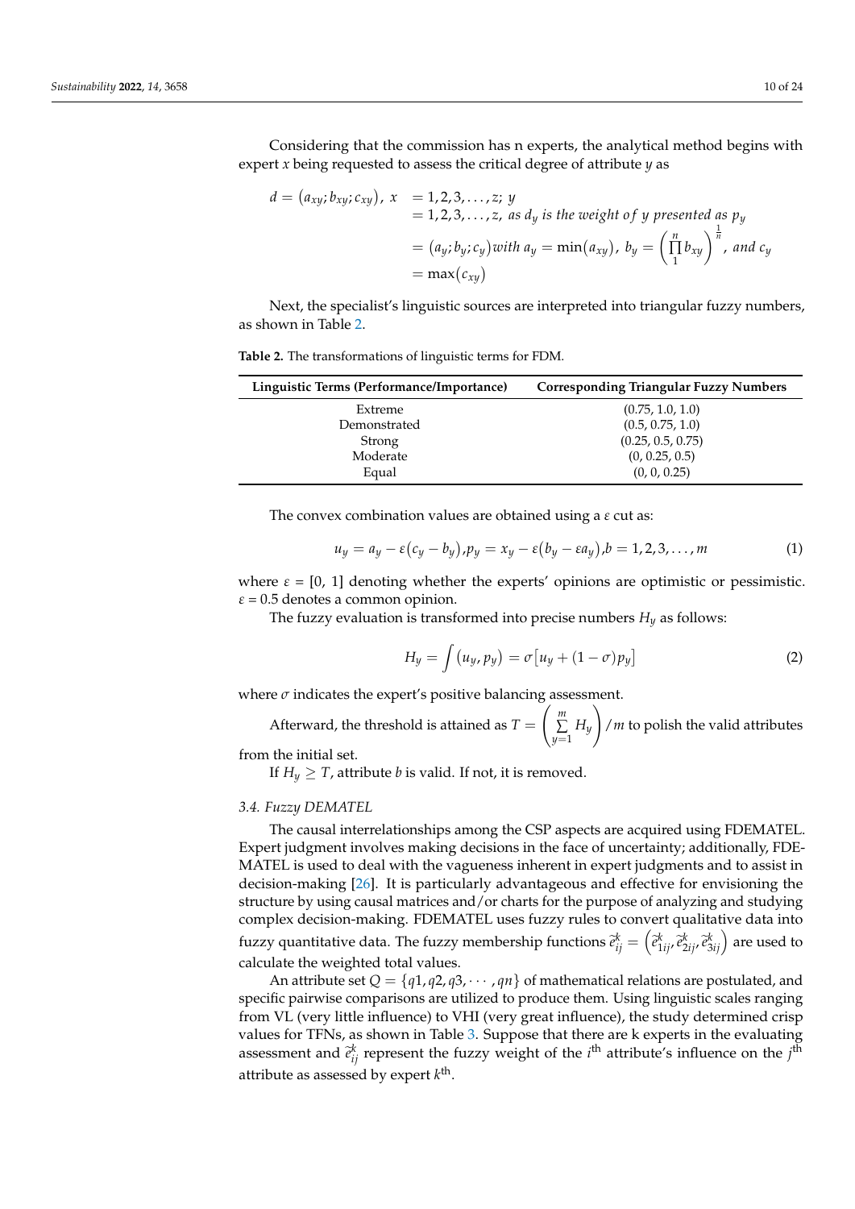Considering that the commission has n experts, the analytical method begins with expert $x$ being requested to assess the critical degree of attribute $y$ as

$$
\begin{aligned}
d = (a_{xy}; b_{xy}; c_{xy}),\ x\ &= 1, 2, 3, \ldots, z;\ y \\
&= 1, 2, 3, \ldots, z,\ \textit{as } d_y \textit{ is the weight of } y \textit{ presented as } p_y \\
&= (a_y; b_y; c_y) \textit{with } a_y = \min(a_{xy}),\ b_y = \left(\prod_{1}^{n} b_{xy}\right)^{\frac{1}{n}},\ \textit{and } c_y \\
&= \max(c_{xy})
\end{aligned}
$$

Next, the specialist's linguistic sources are interpreted into triangular fuzzy numbers, as shown in Table 2.

**Table 2.** The transformations of linguistic terms for FDM.

| Linguistic Terms (Performance/Importance) | Corresponding Triangular Fuzzy Numbers |
|---|---|
| Extreme | (0.75, 1.0, 1.0) |
| Demonstrated | (0.5, 0.75, 1.0) |
| Strong | (0.25, 0.5, 0.75) |
| Moderate | (0, 0.25, 0.5) |
| Equal | (0, 0, 0.25) |

The convex combination values are obtained using a $\varepsilon$ cut as:

$$
u_y = a_y - \varepsilon(c_y - b_y), p_y = x_y - \varepsilon(b_y - \varepsilon a_y), b = 1, 2, 3, \ldots, m \tag{1}
$$

where $\varepsilon$ = [0, 1] denoting whether the experts' opinions are optimistic or pessimistic. $\varepsilon = 0.5$ denotes a common opinion.

The fuzzy evaluation is transformed into precise numbers $H_y$ as follows:

$$
H_y = \int (u_y, p_y) = \sigma[u_y + (1 - \sigma) p_y] \tag{2}
$$

where $\sigma$ indicates the expert's positive balancing assessment.

Afterward, the threshold is attained as $T = \left(\sum_{y=1}^{m} H_y\right)/m$ to polish the valid attributes from the initial set.

If $H_y \geq T$, attribute $b$ is valid. If not, it is removed.

### 3.4. Fuzzy DEMATEL

The causal interrelationships among the CSP aspects are acquired using FDEMATEL. Expert judgment involves making decisions in the face of uncertainty; additionally, FDEMATEL is used to deal with the vagueness inherent in expert judgments and to assist in decision-making [26]. It is particularly advantageous and effective for envisioning the structure by using causal matrices and/or charts for the purpose of analyzing and studying complex decision-making. FDEMATEL uses fuzzy rules to convert qualitative data into fuzzy quantitative data. The fuzzy membership functions $\tilde{e}_{ij}^{k} = \left(\tilde{e}_{1ij}^{k}, \tilde{e}_{2ij}^{k}, \tilde{e}_{3ij}^{k}\right)$ are used to calculate the weighted total values.

An attribute set $Q = \{q1, q2, q3, \cdots, qn\}$ of mathematical relations are postulated, and specific pairwise comparisons are utilized to produce them. Using linguistic scales ranging from VL (very little influence) to VHI (very great influence), the study determined crisp values for TFNs, as shown in Table 3. Suppose that there are k experts in the evaluating assessment and $\tilde{e}_{ij}^{k}$ represent the fuzzy weight of the $i^{\text{th}}$ attribute's influence on the $j^{\text{th}}$ attribute as assessed by expert $k^{\text{th}}$.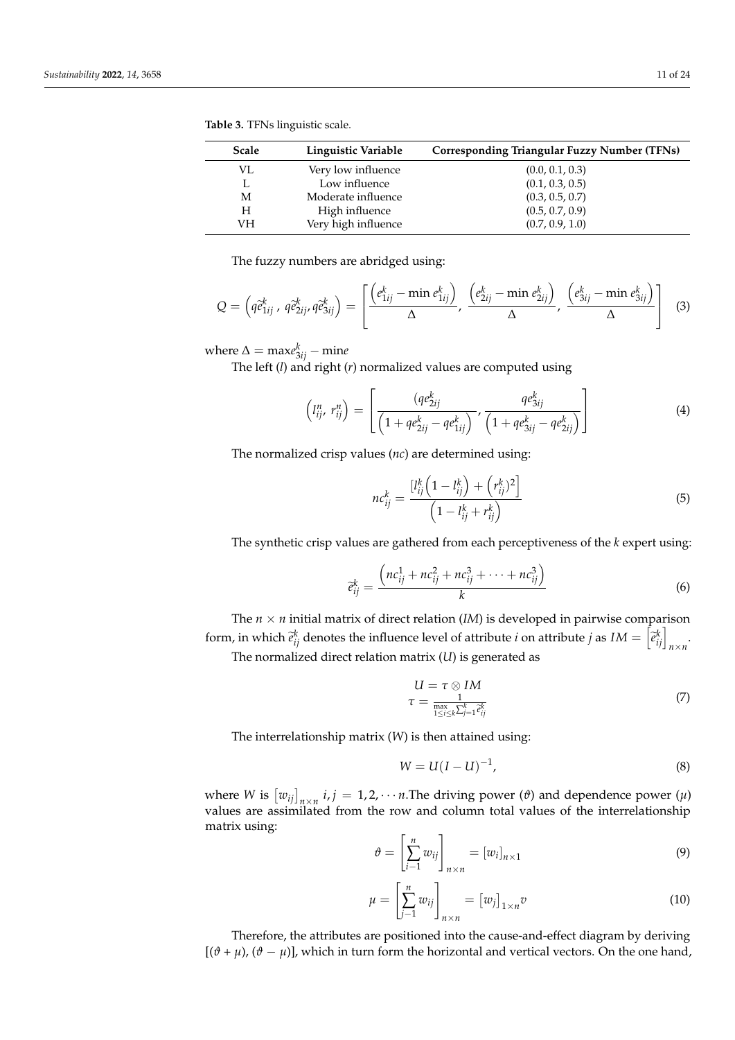**Table 3.** TFNs linguistic scale.

| Scale | Linguistic Variable | Corresponding Triangular Fuzzy Number (TFNs) |
|---|---|---|
| VL | Very low influence | (0.0, 0.1, 0.3) |
| L | Low influence | (0.1, 0.3, 0.5) |
| M | Moderate influence | (0.3, 0.5, 0.7) |
| H | High influence | (0.5, 0.7, 0.9) |
| VH | Very high influence | (0.7, 0.9, 1.0) |

The fuzzy numbers are abridged using:

$$Q = \left(q\widetilde{e}_{1ij}^{k}\,,\ q\widetilde{e}_{2ij}^{k}, q\widetilde{e}_{3ij}^{k}\right) = \left[\frac{\left(e_{1ij}^{k} - \min e_{1ij}^{k}\right)}{\Delta},\ \frac{\left(e_{2ij}^{k} - \min e_{2ij}^{k}\right)}{\Delta},\ \frac{\left(e_{3ij}^{k} - \min e_{3ij}^{k}\right)}{\Delta}\right] \quad (3)$$

where $\Delta = \max e_{3ij}^{k} - \min e$

The left ($l$) and right ($r$) normalized values are computed using

$$\left(l_{ij}^{n},\ r_{ij}^{n}\right) = \left[\frac{(qe_{2ij}^{k}}{\left(1 + qe_{2ij}^{k} - qe_{1ij}^{k}\right)}, \frac{qe_{3ij}^{k}}{\left(1 + qe_{3ij}^{k} - qe_{2ij}^{k}\right)}\right] \quad (4)$$

The normalized crisp values ($nc$) are determined using:

$$nc_{ij}^{k} = \frac{\left[l_{ij}^{k}\left(1 - l_{ij}^{k}\right) + \left(r_{ij}^{k}\right)^{2}\right]}{\left(1 - l_{ij}^{k} + r_{ij}^{k}\right)} \quad (5)$$

The synthetic crisp values are gathered from each perceptiveness of the $k$ expert using:

$$\widetilde{e}_{ij}^{k} = \frac{\left(nc_{ij}^{1} + nc_{ij}^{2} + nc_{ij}^{3} + \cdots + nc_{ij}^{3}\right)}{k} \quad (6)$$

The $n \times n$ initial matrix of direct relation ($IM$) is developed in pairwise comparison form, in which $\widetilde{e}_{ij}^{k}$ denotes the influence level of attribute $i$ on attribute $j$ as $IM = \left[\widetilde{e}_{ij}^{k}\right]_{n\times n}$.

The normalized direct relation matrix ($U$) is generated as

$$\begin{gathered} U = \tau \otimes IM \\ \tau = \frac{1}{\max\limits_{1\le i\le k}\sum_{j=1}^{k}\widetilde{e}_{ij}^{k}} \end{gathered} \quad (7)$$

The interrelationship matrix ($W$) is then attained using:

$$W = U(I - U)^{-1}, \quad (8)$$

where $W$ is $\left[w_{ij}\right]_{n\times n}$ $i, j = 1, 2, \cdots n$.The driving power ($\vartheta$) and dependence power ($\mu$) values are assimilated from the row and column total values of the interrelationship matrix using:

$$\vartheta = \left[\sum_{i-1}^{n} w_{ij}\right]_{n\times n} = [w_{i}]_{n\times 1} \quad (9)$$

$$\mu = \left[\sum_{j-1}^{n} w_{ij}\right]_{n\times n} = \left[w_{j}\right]_{1\times n} v \quad (10)$$

Therefore, the attributes are positioned into the cause-and-effect diagram by deriving $[(\vartheta + \mu), (\vartheta - \mu)]$, which in turn form the horizontal and vertical vectors. On the one hand,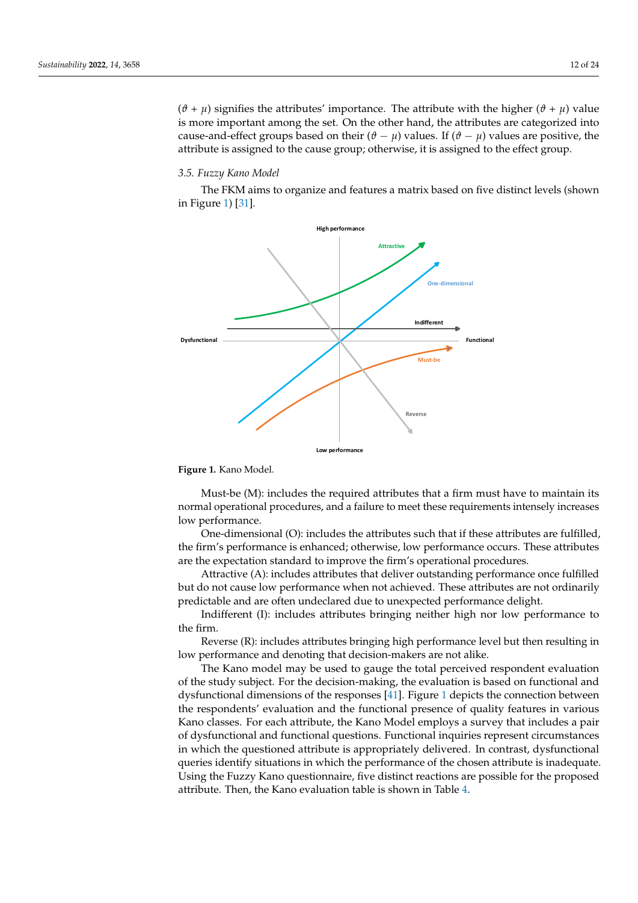$(\vartheta + \mu)$ signifies the attributes' importance. The attribute with the higher $(\vartheta + \mu)$ value is more important among the set. On the other hand, the attributes are categorized into cause-and-effect groups based on their $(\vartheta - \mu)$ values. If $(\vartheta - \mu)$ values are positive, the attribute is assigned to the cause group; otherwise, it is assigned to the effect group.

### 3.5. Fuzzy Kano Model

The FKM aims to organize and features a matrix based on five distinct levels (shown in Figure 1) [31].

**Figure 1.** Kano Model.

Must-be (M): includes the required attributes that a firm must have to maintain its normal operational procedures, and a failure to meet these requirements intensely increases low performance.

One-dimensional (O): includes the attributes such that if these attributes are fulfilled, the firm's performance is enhanced; otherwise, low performance occurs. These attributes are the expectation standard to improve the firm's operational procedures.

Attractive (A): includes attributes that deliver outstanding performance once fulfilled but do not cause low performance when not achieved. These attributes are not ordinarily predictable and are often undeclared due to unexpected performance delight.

Indifferent (I): includes attributes bringing neither high nor low performance to the firm.

Reverse (R): includes attributes bringing high performance level but then resulting in low performance and denoting that decision-makers are not alike.

The Kano model may be used to gauge the total perceived respondent evaluation of the study subject. For the decision-making, the evaluation is based on functional and dysfunctional dimensions of the responses [41]. Figure 1 depicts the connection between the respondents' evaluation and the functional presence of quality features in various Kano classes. For each attribute, the Kano Model employs a survey that includes a pair of dysfunctional and functional questions. Functional inquiries represent circumstances in which the questioned attribute is appropriately delivered. In contrast, dysfunctional queries identify situations in which the performance of the chosen attribute is inadequate. Using the Fuzzy Kano questionnaire, five distinct reactions are possible for the proposed attribute. Then, the Kano evaluation table is shown in Table 4.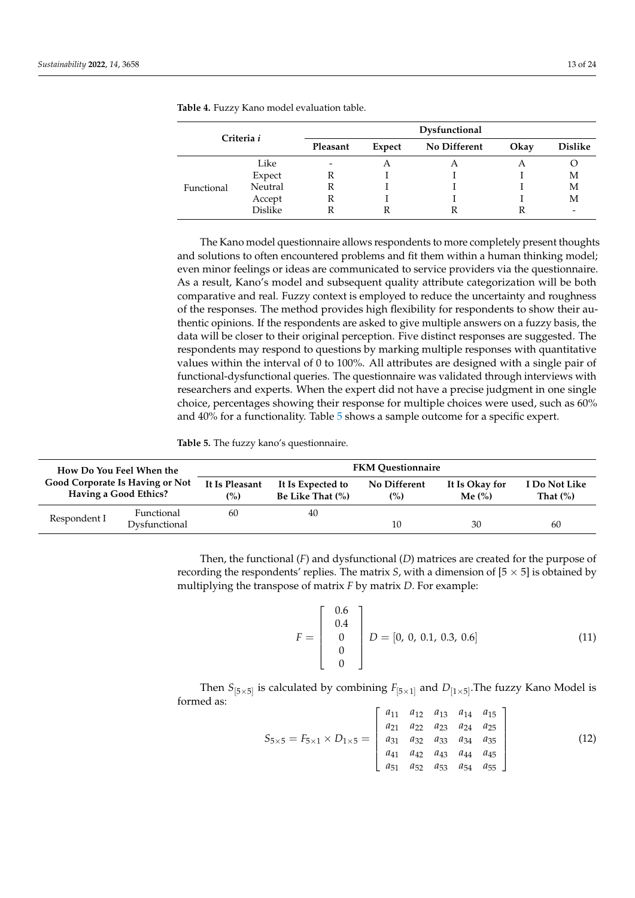**Table 4.** Fuzzy Kano model evaluation table.

| Criteria *i* | | Dysfunctional | | | | |
|---|---|---|---|---|---|---|
| | | Pleasant | Expect | No Different | Okay | Dislike |
| Functional | Like | - | A | A | A | O |
| | Expect | R | I | I | I | M |
| | Neutral | R | I | I | I | M |
| | Accept | R | I | I | I | M |
| | Dislike | R | R | R | R | - |

The Kano model questionnaire allows respondents to more completely present thoughts and solutions to often encountered problems and fit them within a human thinking model; even minor feelings or ideas are communicated to service providers via the questionnaire. As a result, Kano's model and subsequent quality attribute categorization will be both comparative and real. Fuzzy context is employed to reduce the uncertainty and roughness of the responses. The method provides high flexibility for respondents to show their authentic opinions. If the respondents are asked to give multiple answers on a fuzzy basis, the data will be closer to their original perception. Five distinct responses are suggested. The respondents may respond to questions by marking multiple responses with quantitative values within the interval of 0 to 100%. All attributes are designed with a single pair of functional-dysfunctional queries. The questionnaire was validated through interviews with researchers and experts. When the expert did not have a precise judgment in one single choice, percentages showing their response for multiple choices were used, such as 60% and 40% for a functionality. Table 5 shows a sample outcome for a specific expert.

**Table 5.** The fuzzy kano's questionnaire.

| How Do You Feel When the Good Corporate Is Having or Not Having a Good Ethics? | | FKM Questionnaire | | | | |
|---|---|---|---|---|---|---|
| | | It Is Pleasant (%) | It Is Expected to Be Like That (%) | No Different (%) | It Is Okay for Me (%) | I Do Not Like That (%) |
| Respondent I | Functional | 60 | 40 | | | |
| | Dysfunctional | | | 10 | 30 | 60 |

Then, the functional ($F$) and dysfunctional ($D$) matrices are created for the purpose of recording the respondents' replies. The matrix $S$, with a dimension of $[5 \times 5]$ is obtained by multiplying the transpose of matrix $F$ by matrix $D$. For example:

$$F = \begin{bmatrix} 0.6 \\ 0.4 \\ 0 \\ 0 \\ 0 \end{bmatrix} \quad D = [0,\ 0,\ 0.1,\ 0.3,\ 0.6] \tag{11}$$

Then $S_{[5\times5]}$ is calculated by combining $F_{[5\times1]}$ and $D_{[1\times5]}$.The fuzzy Kano Model is formed as:

$$S_{5\times5} = F_{5\times1} \times D_{1\times5} = \begin{bmatrix} a_{11} & a_{12} & a_{13} & a_{14} & a_{15} \\ a_{21} & a_{22} & a_{23} & a_{24} & a_{25} \\ a_{31} & a_{32} & a_{33} & a_{34} & a_{35} \\ a_{41} & a_{42} & a_{43} & a_{44} & a_{45} \\ a_{51} & a_{52} & a_{53} & a_{54} & a_{55} \end{bmatrix} \tag{12}$$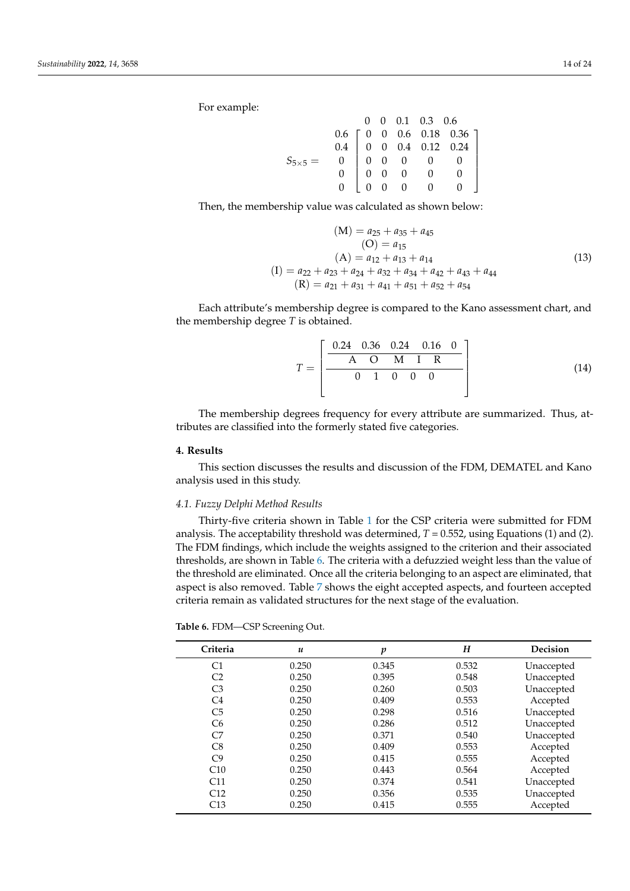For example:

$$
S_{5\times5} = \begin{array}{c} \\ 0.6 \\ 0.4 \\ 0 \\ 0 \\ 0 \end{array}
\begin{array}{c} \begin{array}{ccccc} 0 & 0 & 0.1 & 0.3 & 0.6 \end{array} \\ \begin{bmatrix} 0 & 0 & 0.6 & 0.18 & 0.36 \\ 0 & 0 & 0.4 & 0.12 & 0.24 \\ 0 & 0 & 0 & 0 & 0 \\ 0 & 0 & 0 & 0 & 0 \\ 0 & 0 & 0 & 0 & 0 \end{bmatrix} \end{array}
$$

Then, the membership value was calculated as shown below:

$$
\begin{gathered}
(\mathrm{M}) = a_{25} + a_{35} + a_{45} \\
(\mathrm{O}) = a_{15} \\
(\mathrm{A}) = a_{12} + a_{13} + a_{14} \\
(\mathrm{I}) = a_{22} + a_{23} + a_{24} + a_{32} + a_{34} + a_{42} + a_{43} + a_{44} \\
(\mathrm{R}) = a_{21} + a_{31} + a_{41} + a_{51} + a_{52} + a_{54}
\end{gathered} \tag{13}
$$

Each attribute's membership degree is compared to the Kano assessment chart, and the membership degree $T$ is obtained.

$$
T = \left[ \frac{\dfrac{\begin{array}{ccccc} 0.24 & 0.36 & 0.24 & 0.16 & 0 \end{array}}{\begin{array}{ccccc} \mathrm{A} & \mathrm{O} & \mathrm{M} & \mathrm{I} & \mathrm{R} \end{array}}}{\begin{array}{ccccc} 0 & 1 & 0 & 0 & 0 \end{array}} \right] \tag{14}
$$

The membership degrees frequency for every attribute are summarized. Thus, attributes are classified into the formerly stated five categories.

## 4. Results

This section discusses the results and discussion of the FDM, DEMATEL and Kano analysis used in this study.

### 4.1. Fuzzy Delphi Method Results

Thirty-five criteria shown in Table 1 for the CSP criteria were submitted for FDM analysis. The acceptability threshold was determined, $T = 0.552$, using Equations (1) and (2). The FDM findings, which include the weights assigned to the criterion and their associated thresholds, are shown in Table 6. The criteria with a defuzzied weight less than the value of the threshold are eliminated. Once all the criteria belonging to an aspect are eliminated, that aspect is also removed. Table 7 shows the eight accepted aspects, and fourteen accepted criteria remain as validated structures for the next stage of the evaluation.

**Table 6.** FDM—CSP Screening Out.

| Criteria | $u$ | $p$ | $H$ | Decision |
|---|---|---|---|---|
| C1 | 0.250 | 0.345 | 0.532 | Unaccepted |
| C2 | 0.250 | 0.395 | 0.548 | Unaccepted |
| C3 | 0.250 | 0.260 | 0.503 | Unaccepted |
| C4 | 0.250 | 0.409 | 0.553 | Accepted |
| C5 | 0.250 | 0.298 | 0.516 | Unaccepted |
| C6 | 0.250 | 0.286 | 0.512 | Unaccepted |
| C7 | 0.250 | 0.371 | 0.540 | Unaccepted |
| C8 | 0.250 | 0.409 | 0.553 | Accepted |
| C9 | 0.250 | 0.415 | 0.555 | Accepted |
| C10 | 0.250 | 0.443 | 0.564 | Accepted |
| C11 | 0.250 | 0.374 | 0.541 | Unaccepted |
| C12 | 0.250 | 0.356 | 0.535 | Unaccepted |
| C13 | 0.250 | 0.415 | 0.555 | Accepted |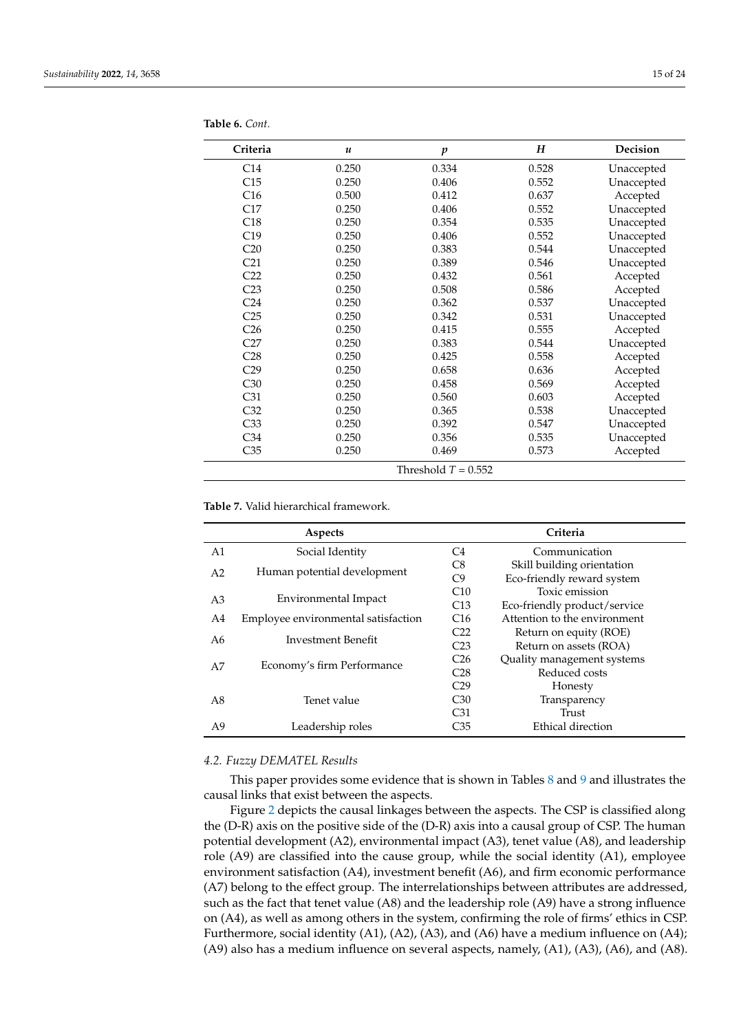**Table 6.** *Cont.*

| Criteria | $u$ | $p$ | $H$ | Decision |
|---|---|---|---|---|
| C14 | 0.250 | 0.334 | 0.528 | Unaccepted |
| C15 | 0.250 | 0.406 | 0.552 | Unaccepted |
| C16 | 0.500 | 0.412 | 0.637 | Accepted |
| C17 | 0.250 | 0.406 | 0.552 | Unaccepted |
| C18 | 0.250 | 0.354 | 0.535 | Unaccepted |
| C19 | 0.250 | 0.406 | 0.552 | Unaccepted |
| C20 | 0.250 | 0.383 | 0.544 | Unaccepted |
| C21 | 0.250 | 0.389 | 0.546 | Unaccepted |
| C22 | 0.250 | 0.432 | 0.561 | Accepted |
| C23 | 0.250 | 0.508 | 0.586 | Accepted |
| C24 | 0.250 | 0.362 | 0.537 | Unaccepted |
| C25 | 0.250 | 0.342 | 0.531 | Unaccepted |
| C26 | 0.250 | 0.415 | 0.555 | Accepted |
| C27 | 0.250 | 0.383 | 0.544 | Unaccepted |
| C28 | 0.250 | 0.425 | 0.558 | Accepted |
| C29 | 0.250 | 0.658 | 0.636 | Accepted |
| C30 | 0.250 | 0.458 | 0.569 | Accepted |
| C31 | 0.250 | 0.560 | 0.603 | Accepted |
| C32 | 0.250 | 0.365 | 0.538 | Unaccepted |
| C33 | 0.250 | 0.392 | 0.547 | Unaccepted |
| C34 | 0.250 | 0.356 | 0.535 | Unaccepted |
| C35 | 0.250 | 0.469 | 0.573 | Accepted |
| Threshold $T = 0.552$ | | | | |

**Table 7.** Valid hierarchical framework.

| Aspects | | Criteria | |
|---|---|---|---|
| A1 | Social Identity | C4 | Communication |
| A2 | Human potential development | C8 | Skill building orientation |
| | | C9 | Eco-friendly reward system |
| A3 | Environmental Impact | C10 | Toxic emission |
| | | C13 | Eco-friendly product/service |
| A4 | Employee environmental satisfaction | C16 | Attention to the environment |
| A6 | Investment Benefit | C22 | Return on equity (ROE) |
| | | C23 | Return on assets (ROA) |
| A7 | Economy's firm Performance | C26 | Quality management systems |
| | | C28 | Reduced costs |
| A8 | Tenet value | C29 | Honesty |
| | | C30 | Transparency |
| | | C31 | Trust |
| A9 | Leadership roles | C35 | Ethical direction |

### 4.2. Fuzzy DEMATEL Results

This paper provides some evidence that is shown in Tables 8 and 9 and illustrates the causal links that exist between the aspects.

Figure 2 depicts the causal linkages between the aspects. The CSP is classified along the (D-R) axis on the positive side of the (D-R) axis into a causal group of CSP. The human potential development (A2), environmental impact (A3), tenet value (A8), and leadership role (A9) are classified into the cause group, while the social identity (A1), employee environment satisfaction (A4), investment benefit (A6), and firm economic performance (A7) belong to the effect group. The interrelationships between attributes are addressed, such as the fact that tenet value (A8) and the leadership role (A9) have a strong influence on (A4), as well as among others in the system, confirming the role of firms' ethics in CSP. Furthermore, social identity (A1), (A2), (A3), and (A6) have a medium influence on (A4); (A9) also has a medium influence on several aspects, namely, (A1), (A3), (A6), and (A8).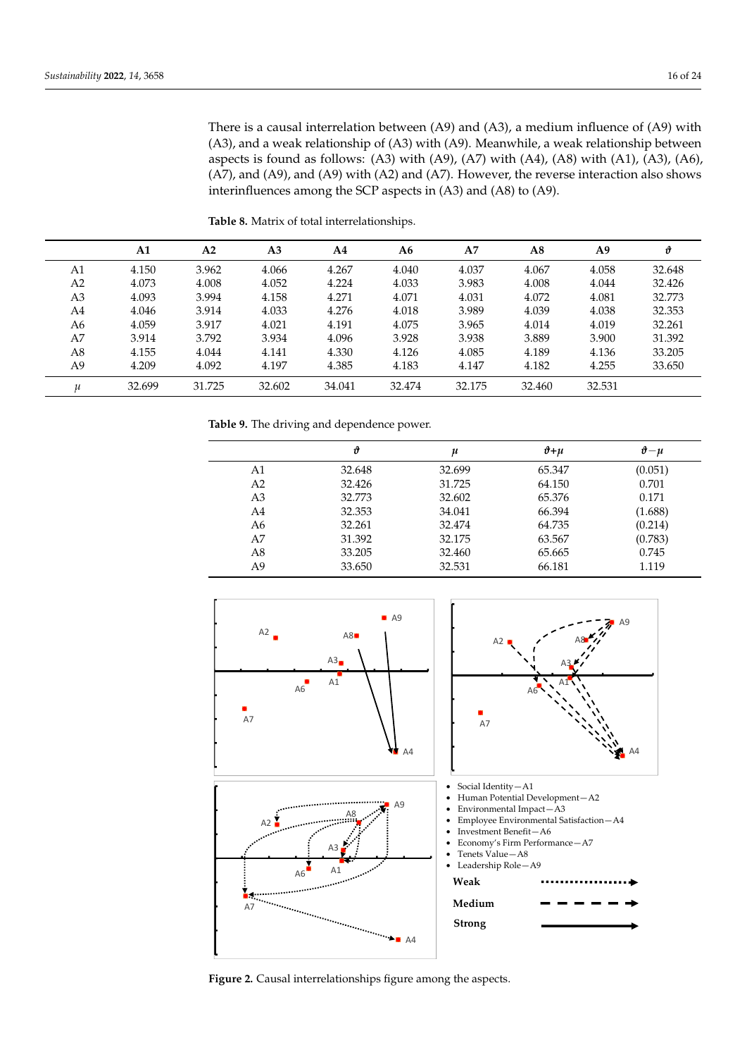There is a causal interrelation between (A9) and (A3), a medium influence of (A9) with (A3), and a weak relationship of (A3) with (A9). Meanwhile, a weak relationship between aspects is found as follows: (A3) with (A9), (A7) with (A4), (A8) with (A1), (A3), (A6), (A7), and (A9), and (A9) with (A2) and (A7). However, the reverse interaction also shows interinfluences among the SCP aspects in (A3) and (A8) to (A9).

**Table 8.** Matrix of total interrelationships.

| | A1 | A2 | A3 | A4 | A6 | A7 | A8 | A9 | $\vartheta$ |
|---|---|---|---|---|---|---|---|---|---|
| A1 | 4.150 | 3.962 | 4.066 | 4.267 | 4.040 | 4.037 | 4.067 | 4.058 | 32.648 |
| A2 | 4.073 | 4.008 | 4.052 | 4.224 | 4.033 | 3.983 | 4.008 | 4.044 | 32.426 |
| A3 | 4.093 | 3.994 | 4.158 | 4.271 | 4.071 | 4.031 | 4.072 | 4.081 | 32.773 |
| A4 | 4.046 | 3.914 | 4.033 | 4.276 | 4.018 | 3.989 | 4.039 | 4.038 | 32.353 |
| A6 | 4.059 | 3.917 | 4.021 | 4.191 | 4.075 | 3.965 | 4.014 | 4.019 | 32.261 |
| A7 | 3.914 | 3.792 | 3.934 | 4.096 | 3.928 | 3.938 | 3.889 | 3.900 | 31.392 |
| A8 | 4.155 | 4.044 | 4.141 | 4.330 | 4.126 | 4.085 | 4.189 | 4.136 | 33.205 |
| A9 | 4.209 | 4.092 | 4.197 | 4.385 | 4.183 | 4.147 | 4.182 | 4.255 | 33.650 |
| $\mu$ | 32.699 | 31.725 | 32.602 | 34.041 | 32.474 | 32.175 | 32.460 | 32.531 | |

**Table 9.** The driving and dependence power.

| | $\vartheta$ | $\mu$ | $\vartheta+\mu$ | $\vartheta-\mu$ |
|---|---|---|---|---|
| A1 | 32.648 | 32.699 | 65.347 | (0.051) |
| A2 | 32.426 | 31.725 | 64.150 | 0.701 |
| A3 | 32.773 | 32.602 | 65.376 | 0.171 |
| A4 | 32.353 | 34.041 | 66.394 | (1.688) |
| A6 | 32.261 | 32.474 | 64.735 | (0.214) |
| A7 | 31.392 | 32.175 | 63.567 | (0.783) |
| A8 | 33.205 | 32.460 | 65.665 | 0.745 |
| A9 | 33.650 | 32.531 | 66.181 | 1.119 |

**Figure 2.** Causal interrelationships figure among the aspects.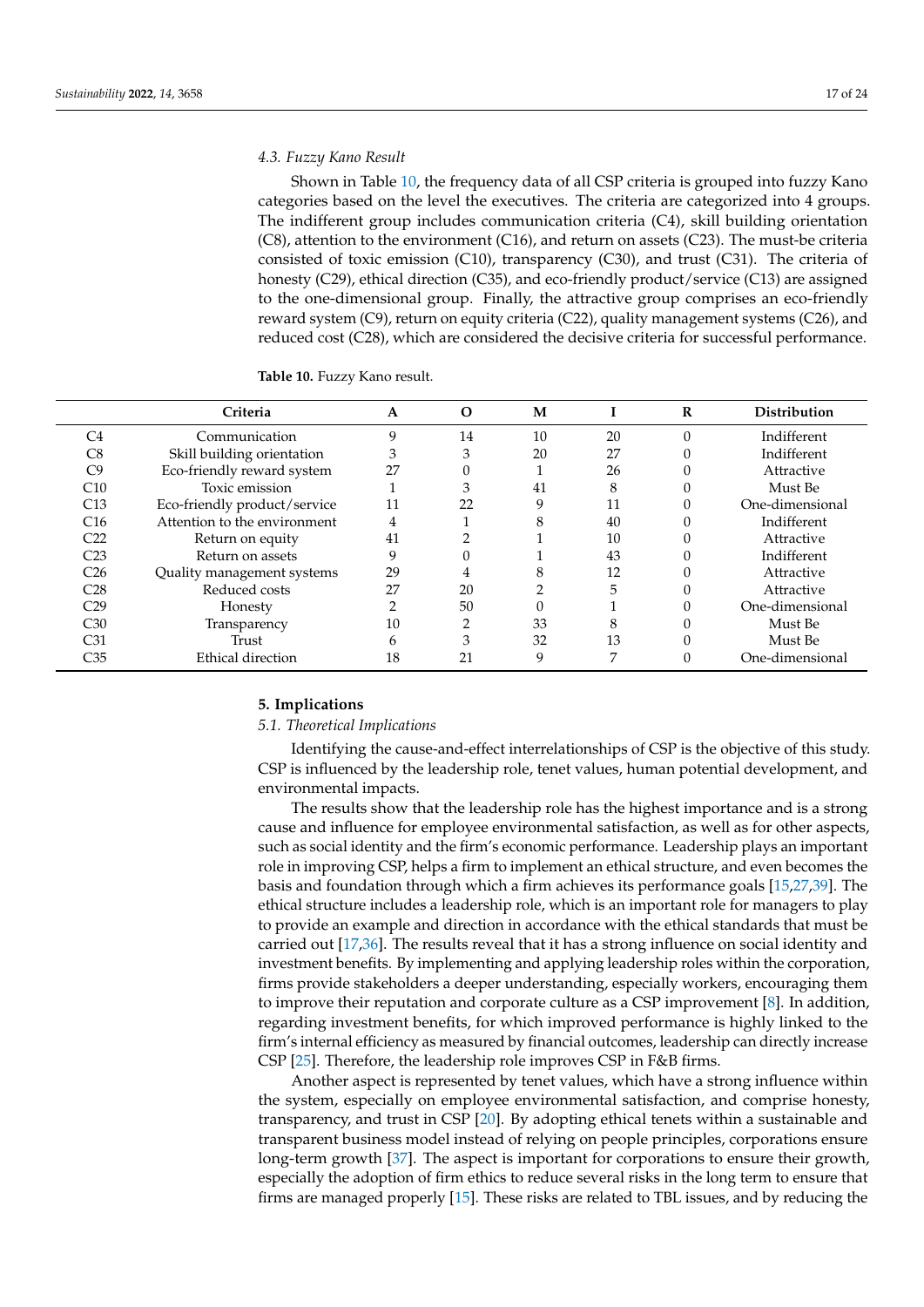### 4.3. Fuzzy Kano Result

Shown in Table 10, the frequency data of all CSP criteria is grouped into fuzzy Kano categories based on the level the executives. The criteria are categorized into 4 groups. The indifferent group includes communication criteria (C4), skill building orientation (C8), attention to the environment (C16), and return on assets (C23). The must-be criteria consisted of toxic emission (C10), transparency (C30), and trust (C31). The criteria of honesty (C29), ethical direction (C35), and eco-friendly product/service (C13) are assigned to the one-dimensional group. Finally, the attractive group comprises an eco-friendly reward system (C9), return on equity criteria (C22), quality management systems (C26), and reduced cost (C28), which are considered the decisive criteria for successful performance.

**Table 10.** Fuzzy Kano result.

| | Criteria | A | O | M | I | R | Distribution |
|---|---|---|---|---|---|---|---|
| C4 | Communication | 9 | 14 | 10 | 20 | 0 | Indifferent |
| C8 | Skill building orientation | 3 | 3 | 20 | 27 | 0 | Indifferent |
| C9 | Eco-friendly reward system | 27 | 0 | 1 | 26 | 0 | Attractive |
| C10 | Toxic emission | 1 | 3 | 41 | 8 | 0 | Must Be |
| C13 | Eco-friendly product/service | 11 | 22 | 9 | 11 | 0 | One-dimensional |
| C16 | Attention to the environment | 4 | 1 | 8 | 40 | 0 | Indifferent |
| C22 | Return on equity | 41 | 2 | 1 | 10 | 0 | Attractive |
| C23 | Return on assets | 9 | 0 | 1 | 43 | 0 | Indifferent |
| C26 | Quality management systems | 29 | 4 | 8 | 12 | 0 | Attractive |
| C28 | Reduced costs | 27 | 20 | 2 | 5 | 0 | Attractive |
| C29 | Honesty | 2 | 50 | 0 | 1 | 0 | One-dimensional |
| C30 | Transparency | 10 | 2 | 33 | 8 | 0 | Must Be |
| C31 | Trust | 6 | 3 | 32 | 13 | 0 | Must Be |
| C35 | Ethical direction | 18 | 21 | 9 | 7 | 0 | One-dimensional |

## 5. Implications

### 5.1. Theoretical Implications

Identifying the cause-and-effect interrelationships of CSP is the objective of this study. CSP is influenced by the leadership role, tenet values, human potential development, and environmental impacts.

The results show that the leadership role has the highest importance and is a strong cause and influence for employee environmental satisfaction, as well as for other aspects, such as social identity and the firm's economic performance. Leadership plays an important role in improving CSP, helps a firm to implement an ethical structure, and even becomes the basis and foundation through which a firm achieves its performance goals [15,27,39]. The ethical structure includes a leadership role, which is an important role for managers to play to provide an example and direction in accordance with the ethical standards that must be carried out [17,36]. The results reveal that it has a strong influence on social identity and investment benefits. By implementing and applying leadership roles within the corporation, firms provide stakeholders a deeper understanding, especially workers, encouraging them to improve their reputation and corporate culture as a CSP improvement [8]. In addition, regarding investment benefits, for which improved performance is highly linked to the firm's internal efficiency as measured by financial outcomes, leadership can directly increase CSP [25]. Therefore, the leadership role improves CSP in F&B firms.

Another aspect is represented by tenet values, which have a strong influence within the system, especially on employee environmental satisfaction, and comprise honesty, transparency, and trust in CSP [20]. By adopting ethical tenets within a sustainable and transparent business model instead of relying on people principles, corporations ensure long-term growth [37]. The aspect is important for corporations to ensure their growth, especially the adoption of firm ethics to reduce several risks in the long term to ensure that firms are managed properly [15]. These risks are related to TBL issues, and by reducing the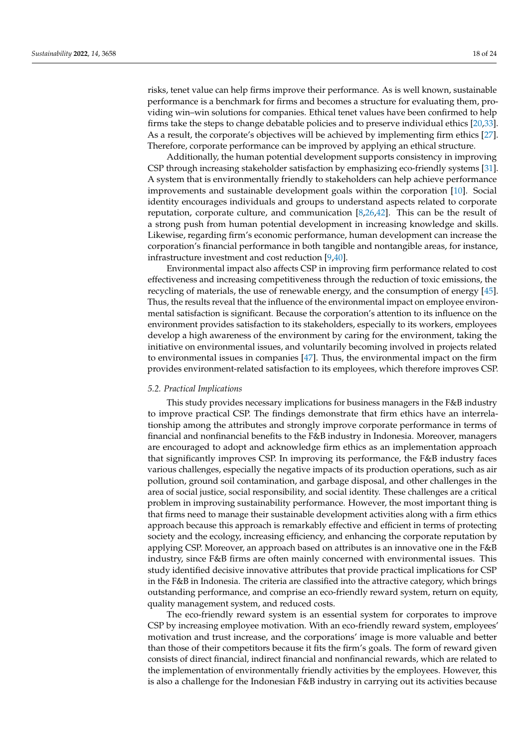risks, tenet value can help firms improve their performance. As is well known, sustainable performance is a benchmark for firms and becomes a structure for evaluating them, providing win–win solutions for companies. Ethical tenet values have been confirmed to help firms take the steps to change debatable policies and to preserve individual ethics [20,33]. As a result, the corporate's objectives will be achieved by implementing firm ethics [27]. Therefore, corporate performance can be improved by applying an ethical structure.

Additionally, the human potential development supports consistency in improving CSP through increasing stakeholder satisfaction by emphasizing eco-friendly systems [31]. A system that is environmentally friendly to stakeholders can help achieve performance improvements and sustainable development goals within the corporation [10]. Social identity encourages individuals and groups to understand aspects related to corporate reputation, corporate culture, and communication [8,26,42]. This can be the result of a strong push from human potential development in increasing knowledge and skills. Likewise, regarding firm's economic performance, human development can increase the corporation's financial performance in both tangible and nontangible areas, for instance, infrastructure investment and cost reduction [9,40].

Environmental impact also affects CSP in improving firm performance related to cost effectiveness and increasing competitiveness through the reduction of toxic emissions, the recycling of materials, the use of renewable energy, and the consumption of energy [45]. Thus, the results reveal that the influence of the environmental impact on employee environmental satisfaction is significant. Because the corporation's attention to its influence on the environment provides satisfaction to its stakeholders, especially to its workers, employees develop a high awareness of the environment by caring for the environment, taking the initiative on environmental issues, and voluntarily becoming involved in projects related to environmental issues in companies [47]. Thus, the environmental impact on the firm provides environment-related satisfaction to its employees, which therefore improves CSP.

### *5.2. Practical Implications*

This study provides necessary implications for business managers in the F&B industry to improve practical CSP. The findings demonstrate that firm ethics have an interrelationship among the attributes and strongly improve corporate performance in terms of financial and nonfinancial benefits to the F&B industry in Indonesia. Moreover, managers are encouraged to adopt and acknowledge firm ethics as an implementation approach that significantly improves CSP. In improving its performance, the F&B industry faces various challenges, especially the negative impacts of its production operations, such as air pollution, ground soil contamination, and garbage disposal, and other challenges in the area of social justice, social responsibility, and social identity. These challenges are a critical problem in improving sustainability performance. However, the most important thing is that firms need to manage their sustainable development activities along with a firm ethics approach because this approach is remarkably effective and efficient in terms of protecting society and the ecology, increasing efficiency, and enhancing the corporate reputation by applying CSP. Moreover, an approach based on attributes is an innovative one in the F&B industry, since F&B firms are often mainly concerned with environmental issues. This study identified decisive innovative attributes that provide practical implications for CSP in the F&B in Indonesia. The criteria are classified into the attractive category, which brings outstanding performance, and comprise an eco-friendly reward system, return on equity, quality management system, and reduced costs.

The eco-friendly reward system is an essential system for corporates to improve CSP by increasing employee motivation. With an eco-friendly reward system, employees' motivation and trust increase, and the corporations' image is more valuable and better than those of their competitors because it fits the firm's goals. The form of reward given consists of direct financial, indirect financial and nonfinancial rewards, which are related to the implementation of environmentally friendly activities by the employees. However, this is also a challenge for the Indonesian F&B industry in carrying out its activities because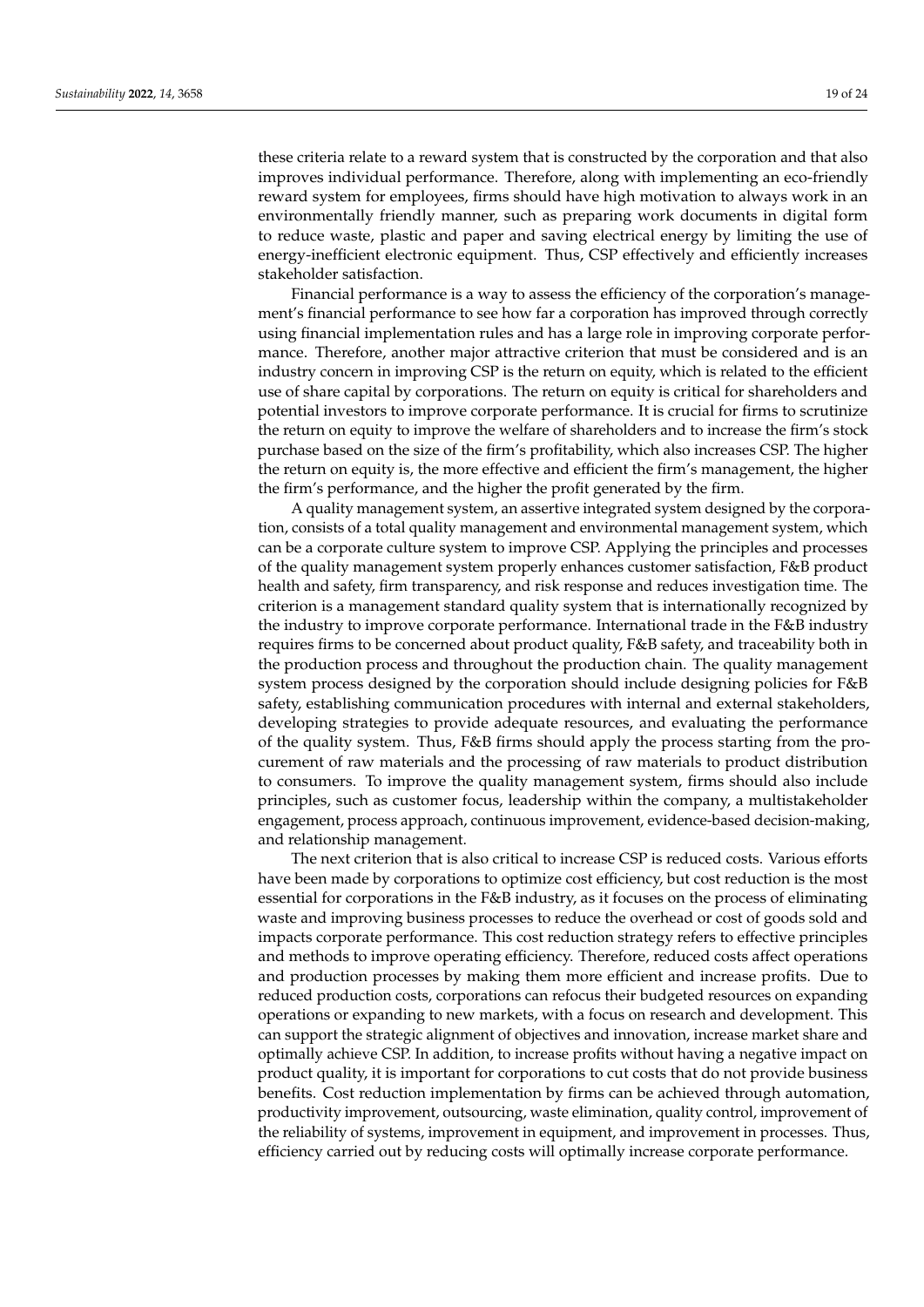these criteria relate to a reward system that is constructed by the corporation and that also improves individual performance. Therefore, along with implementing an eco-friendly reward system for employees, firms should have high motivation to always work in an environmentally friendly manner, such as preparing work documents in digital form to reduce waste, plastic and paper and saving electrical energy by limiting the use of energy-inefficient electronic equipment. Thus, CSP effectively and efficiently increases stakeholder satisfaction.

Financial performance is a way to assess the efficiency of the corporation's management's financial performance to see how far a corporation has improved through correctly using financial implementation rules and has a large role in improving corporate performance. Therefore, another major attractive criterion that must be considered and is an industry concern in improving CSP is the return on equity, which is related to the efficient use of share capital by corporations. The return on equity is critical for shareholders and potential investors to improve corporate performance. It is crucial for firms to scrutinize the return on equity to improve the welfare of shareholders and to increase the firm's stock purchase based on the size of the firm's profitability, which also increases CSP. The higher the return on equity is, the more effective and efficient the firm's management, the higher the firm's performance, and the higher the profit generated by the firm.

A quality management system, an assertive integrated system designed by the corporation, consists of a total quality management and environmental management system, which can be a corporate culture system to improve CSP. Applying the principles and processes of the quality management system properly enhances customer satisfaction, F&B product health and safety, firm transparency, and risk response and reduces investigation time. The criterion is a management standard quality system that is internationally recognized by the industry to improve corporate performance. International trade in the F&B industry requires firms to be concerned about product quality, F&B safety, and traceability both in the production process and throughout the production chain. The quality management system process designed by the corporation should include designing policies for F&B safety, establishing communication procedures with internal and external stakeholders, developing strategies to provide adequate resources, and evaluating the performance of the quality system. Thus, F&B firms should apply the process starting from the procurement of raw materials and the processing of raw materials to product distribution to consumers. To improve the quality management system, firms should also include principles, such as customer focus, leadership within the company, a multistakeholder engagement, process approach, continuous improvement, evidence-based decision-making, and relationship management.

The next criterion that is also critical to increase CSP is reduced costs. Various efforts have been made by corporations to optimize cost efficiency, but cost reduction is the most essential for corporations in the F&B industry, as it focuses on the process of eliminating waste and improving business processes to reduce the overhead or cost of goods sold and impacts corporate performance. This cost reduction strategy refers to effective principles and methods to improve operating efficiency. Therefore, reduced costs affect operations and production processes by making them more efficient and increase profits. Due to reduced production costs, corporations can refocus their budgeted resources on expanding operations or expanding to new markets, with a focus on research and development. This can support the strategic alignment of objectives and innovation, increase market share and optimally achieve CSP. In addition, to increase profits without having a negative impact on product quality, it is important for corporations to cut costs that do not provide business benefits. Cost reduction implementation by firms can be achieved through automation, productivity improvement, outsourcing, waste elimination, quality control, improvement of the reliability of systems, improvement in equipment, and improvement in processes. Thus, efficiency carried out by reducing costs will optimally increase corporate performance.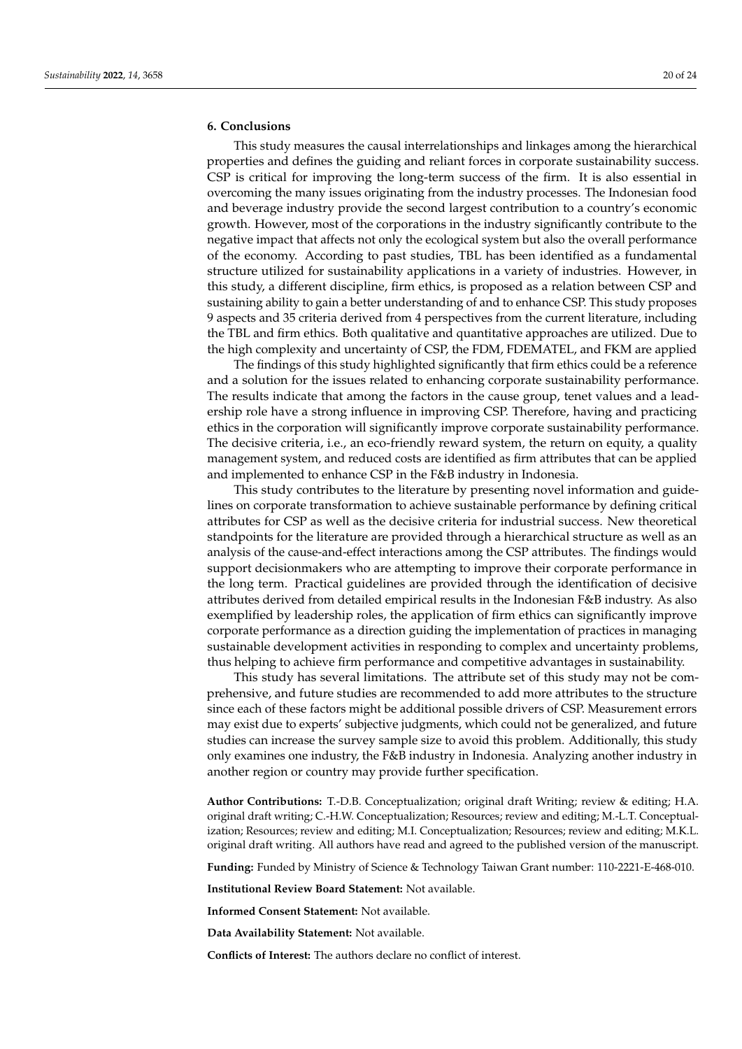## 6. Conclusions

This study measures the causal interrelationships and linkages among the hierarchical properties and defines the guiding and reliant forces in corporate sustainability success. CSP is critical for improving the long-term success of the firm. It is also essential in overcoming the many issues originating from the industry processes. The Indonesian food and beverage industry provide the second largest contribution to a country's economic growth. However, most of the corporations in the industry significantly contribute to the negative impact that affects not only the ecological system but also the overall performance of the economy. According to past studies, TBL has been identified as a fundamental structure utilized for sustainability applications in a variety of industries. However, in this study, a different discipline, firm ethics, is proposed as a relation between CSP and sustaining ability to gain a better understanding of and to enhance CSP. This study proposes 9 aspects and 35 criteria derived from 4 perspectives from the current literature, including the TBL and firm ethics. Both qualitative and quantitative approaches are utilized. Due to the high complexity and uncertainty of CSP, the FDM, FDEMATEL, and FKM are applied

The findings of this study highlighted significantly that firm ethics could be a reference and a solution for the issues related to enhancing corporate sustainability performance. The results indicate that among the factors in the cause group, tenet values and a leadership role have a strong influence in improving CSP. Therefore, having and practicing ethics in the corporation will significantly improve corporate sustainability performance. The decisive criteria, i.e., an eco-friendly reward system, the return on equity, a quality management system, and reduced costs are identified as firm attributes that can be applied and implemented to enhance CSP in the F&B industry in Indonesia.

This study contributes to the literature by presenting novel information and guidelines on corporate transformation to achieve sustainable performance by defining critical attributes for CSP as well as the decisive criteria for industrial success. New theoretical standpoints for the literature are provided through a hierarchical structure as well as an analysis of the cause-and-effect interactions among the CSP attributes. The findings would support decisionmakers who are attempting to improve their corporate performance in the long term. Practical guidelines are provided through the identification of decisive attributes derived from detailed empirical results in the Indonesian F&B industry. As also exemplified by leadership roles, the application of firm ethics can significantly improve corporate performance as a direction guiding the implementation of practices in managing sustainable development activities in responding to complex and uncertainty problems, thus helping to achieve firm performance and competitive advantages in sustainability.

This study has several limitations. The attribute set of this study may not be comprehensive, and future studies are recommended to add more attributes to the structure since each of these factors might be additional possible drivers of CSP. Measurement errors may exist due to experts' subjective judgments, which could not be generalized, and future studies can increase the survey sample size to avoid this problem. Additionally, this study only examines one industry, the F&B industry in Indonesia. Analyzing another industry in another region or country may provide further specification.

**Author Contributions:** T.-D.B. Conceptualization; original draft Writing; review & editing; H.A. original draft writing; C.-H.W. Conceptualization; Resources; review and editing; M.-L.T. Conceptualization; Resources; review and editing; M.I. Conceptualization; Resources; review and editing; M.K.L. original draft writing. All authors have read and agreed to the published version of the manuscript.

**Funding:** Funded by Ministry of Science & Technology Taiwan Grant number: 110-2221-E-468-010.

**Institutional Review Board Statement:** Not available.

**Informed Consent Statement:** Not available.

**Data Availability Statement:** Not available.

**Conflicts of Interest:** The authors declare no conflict of interest.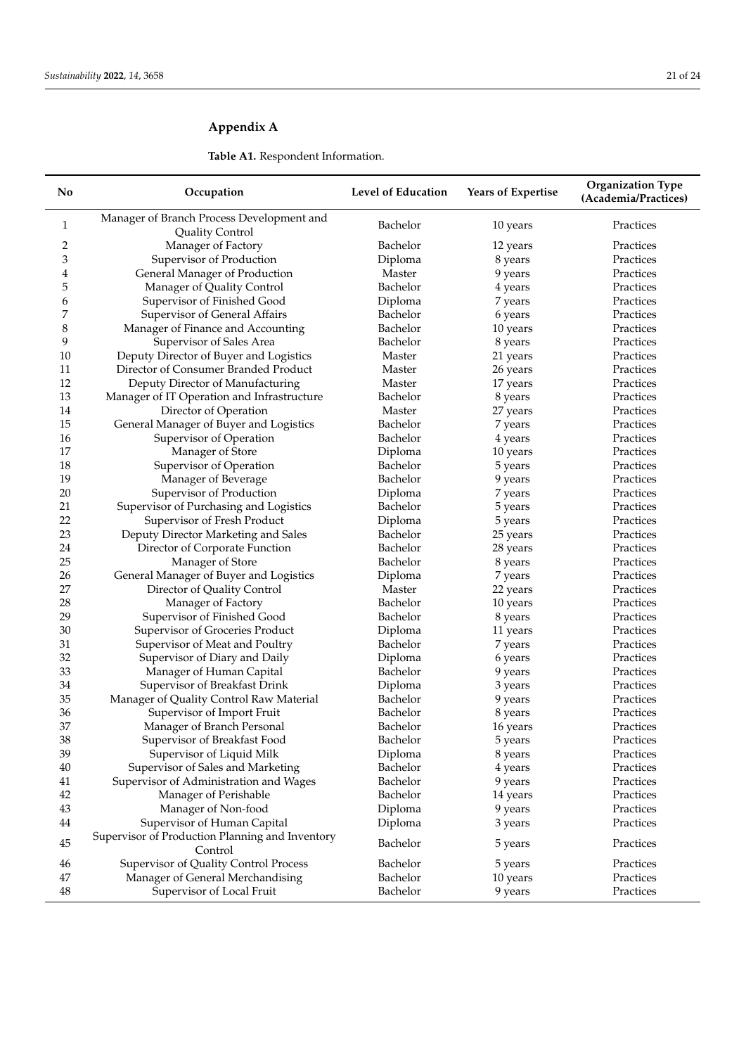## Appendix A

**Table A1.** Respondent Information.

| No | Occupation | Level of Education | Years of Expertise | Organization Type (Academia/Practices) |
|---|---|---|---|---|
| 1 | Manager of Branch Process Development and Quality Control | Bachelor | 10 years | Practices |
| 2 | Manager of Factory | Bachelor | 12 years | Practices |
| 3 | Supervisor of Production | Diploma | 8 years | Practices |
| 4 | General Manager of Production | Master | 9 years | Practices |
| 5 | Manager of Quality Control | Bachelor | 4 years | Practices |
| 6 | Supervisor of Finished Good | Diploma | 7 years | Practices |
| 7 | Supervisor of General Affairs | Bachelor | 6 years | Practices |
| 8 | Manager of Finance and Accounting | Bachelor | 10 years | Practices |
| 9 | Supervisor of Sales Area | Bachelor | 8 years | Practices |
| 10 | Deputy Director of Buyer and Logistics | Master | 21 years | Practices |
| 11 | Director of Consumer Branded Product | Master | 26 years | Practices |
| 12 | Deputy Director of Manufacturing | Master | 17 years | Practices |
| 13 | Manager of IT Operation and Infrastructure | Bachelor | 8 years | Practices |
| 14 | Director of Operation | Master | 27 years | Practices |
| 15 | General Manager of Buyer and Logistics | Bachelor | 7 years | Practices |
| 16 | Supervisor of Operation | Bachelor | 4 years | Practices |
| 17 | Manager of Store | Diploma | 10 years | Practices |
| 18 | Supervisor of Operation | Bachelor | 5 years | Practices |
| 19 | Manager of Beverage | Bachelor | 9 years | Practices |
| 20 | Supervisor of Production | Diploma | 7 years | Practices |
| 21 | Supervisor of Purchasing and Logistics | Bachelor | 5 years | Practices |
| 22 | Supervisor of Fresh Product | Diploma | 5 years | Practices |
| 23 | Deputy Director Marketing and Sales | Bachelor | 25 years | Practices |
| 24 | Director of Corporate Function | Bachelor | 28 years | Practices |
| 25 | Manager of Store | Bachelor | 8 years | Practices |
| 26 | General Manager of Buyer and Logistics | Diploma | 7 years | Practices |
| 27 | Director of Quality Control | Master | 22 years | Practices |
| 28 | Manager of Factory | Bachelor | 10 years | Practices |
| 29 | Supervisor of Finished Good | Bachelor | 8 years | Practices |
| 30 | Supervisor of Groceries Product | Diploma | 11 years | Practices |
| 31 | Supervisor of Meat and Poultry | Bachelor | 7 years | Practices |
| 32 | Supervisor of Diary and Daily | Diploma | 6 years | Practices |
| 33 | Manager of Human Capital | Bachelor | 9 years | Practices |
| 34 | Supervisor of Breakfast Drink | Diploma | 3 years | Practices |
| 35 | Manager of Quality Control Raw Material | Bachelor | 9 years | Practices |
| 36 | Supervisor of Import Fruit | Bachelor | 8 years | Practices |
| 37 | Manager of Branch Personal | Bachelor | 16 years | Practices |
| 38 | Supervisor of Breakfast Food | Bachelor | 5 years | Practices |
| 39 | Supervisor of Liquid Milk | Diploma | 8 years | Practices |
| 40 | Supervisor of Sales and Marketing | Bachelor | 4 years | Practices |
| 41 | Supervisor of Administration and Wages | Bachelor | 9 years | Practices |
| 42 | Manager of Perishable | Bachelor | 14 years | Practices |
| 43 | Manager of Non-food | Diploma | 9 years | Practices |
| 44 | Supervisor of Human Capital | Diploma | 3 years | Practices |
| 45 | Supervisor of Production Planning and Inventory Control | Bachelor | 5 years | Practices |
| 46 | Supervisor of Quality Control Process | Bachelor | 5 years | Practices |
| 47 | Manager of General Merchandising | Bachelor | 10 years | Practices |
| 48 | Supervisor of Local Fruit | Bachelor | 9 years | Practices |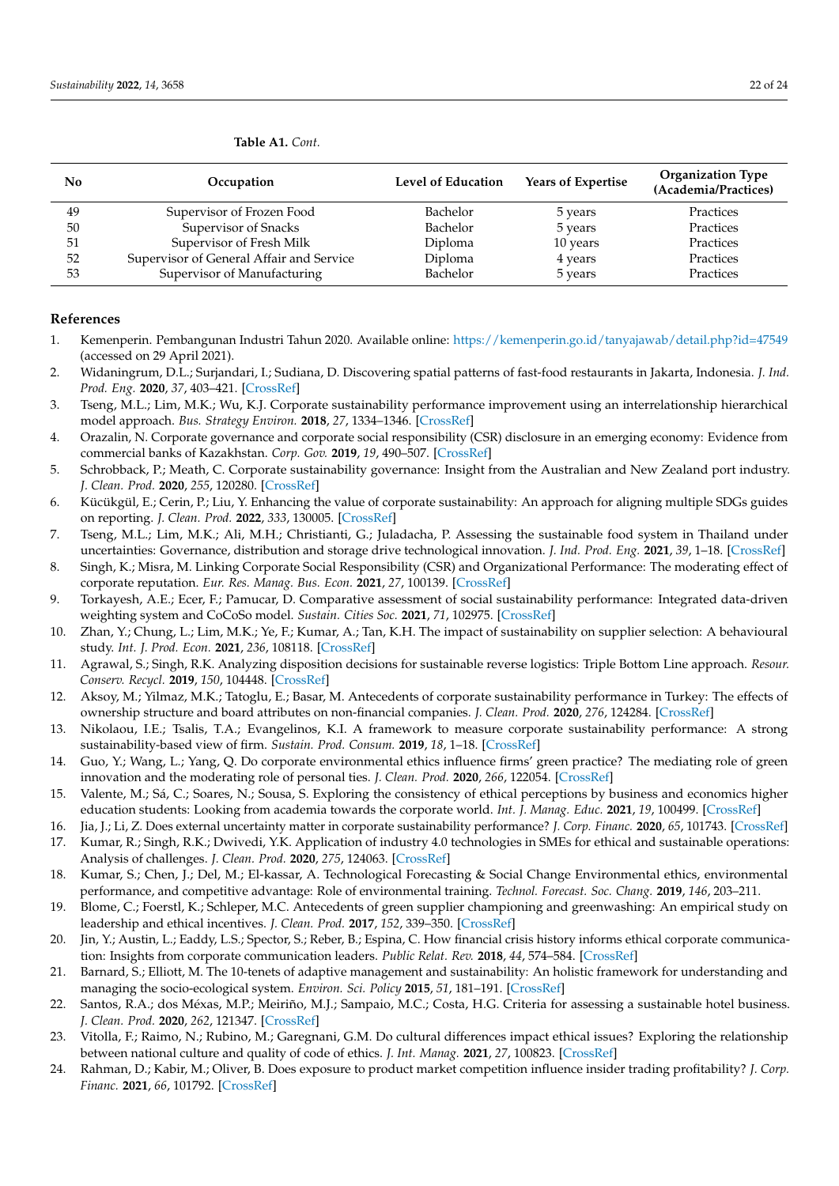**Table A1.** *Cont.*

| No | Occupation | Level of Education | Years of Expertise | Organization Type (Academia/Practices) |
|---|---|---|---|---|
| 49 | Supervisor of Frozen Food | Bachelor | 5 years | Practices |
| 50 | Supervisor of Snacks | Bachelor | 5 years | Practices |
| 51 | Supervisor of Fresh Milk | Diploma | 10 years | Practices |
| 52 | Supervisor of General Affair and Service | Diploma | 4 years | Practices |
| 53 | Supervisor of Manufacturing | Bachelor | 5 years | Practices |

## References

1. Kemenperin. Pembangunan Industri Tahun 2020. Available online: https://kemenperin.go.id/tanyajawab/detail.php?id=47549 (accessed on 29 April 2021).
2. Widaningrum, D.L.; Surjandari, I.; Sudiana, D. Discovering spatial patterns of fast-food restaurants in Jakarta, Indonesia. *J. Ind. Prod. Eng.* **2020**, *37*, 403–421. [CrossRef]
3. Tseng, M.L.; Lim, M.K.; Wu, K.J. Corporate sustainability performance improvement using an interrelationship hierarchical model approach. *Bus. Strategy Environ.* **2018**, *27*, 1334–1346. [CrossRef]
4. Orazalin, N. Corporate governance and corporate social responsibility (CSR) disclosure in an emerging economy: Evidence from commercial banks of Kazakhstan. *Corp. Gov.* **2019**, *19*, 490–507. [CrossRef]
5. Schrobback, P.; Meath, C. Corporate sustainability governance: Insight from the Australian and New Zealand port industry. *J. Clean. Prod.* **2020**, *255*, 120280. [CrossRef]
6. Kücükgül, E.; Cerin, P.; Liu, Y. Enhancing the value of corporate sustainability: An approach for aligning multiple SDGs guides on reporting. *J. Clean. Prod.* **2022**, *333*, 130005. [CrossRef]
7. Tseng, M.L.; Lim, M.K.; Ali, M.H.; Christianti, G.; Juladacha, P. Assessing the sustainable food system in Thailand under uncertainties: Governance, distribution and storage drive technological innovation. *J. Ind. Prod. Eng.* **2021**, *39*, 1–18. [CrossRef]
8. Singh, K.; Misra, M. Linking Corporate Social Responsibility (CSR) and Organizational Performance: The moderating effect of corporate reputation. *Eur. Res. Manag. Bus. Econ.* **2021**, *27*, 100139. [CrossRef]
9. Torkayesh, A.E.; Ecer, F.; Pamucar, D. Comparative assessment of social sustainability performance: Integrated data-driven weighting system and CoCoSo model. *Sustain. Cities Soc.* **2021**, *71*, 102975. [CrossRef]
10. Zhan, Y.; Chung, L.; Lim, M.K.; Ye, F.; Kumar, A.; Tan, K.H. The impact of sustainability on supplier selection: A behavioural study. *Int. J. Prod. Econ.* **2021**, *236*, 108118. [CrossRef]
11. Agrawal, S.; Singh, R.K. Analyzing disposition decisions for sustainable reverse logistics: Triple Bottom Line approach. *Resour. Conserv. Recycl.* **2019**, *150*, 104448. [CrossRef]
12. Aksoy, M.; Yilmaz, M.K.; Tatoglu, E.; Basar, M. Antecedents of corporate sustainability performance in Turkey: The effects of ownership structure and board attributes on non-financial companies. *J. Clean. Prod.* **2020**, *276*, 124284. [CrossRef]
13. Nikolaou, I.E.; Tsalis, T.A.; Evangelinos, K.I. A framework to measure corporate sustainability performance: A strong sustainability-based view of firm. *Sustain. Prod. Consum.* **2019**, *18*, 1–18. [CrossRef]
14. Guo, Y.; Wang, L.; Yang, Q. Do corporate environmental ethics influence firms' green practice? The mediating role of green innovation and the moderating role of personal ties. *J. Clean. Prod.* **2020**, *266*, 122054. [CrossRef]
15. Valente, M.; Sá, C.; Soares, N.; Sousa, S. Exploring the consistency of ethical perceptions by business and economics higher education students: Looking from academia towards the corporate world. *Int. J. Manag. Educ.* **2021**, *19*, 100499. [CrossRef]
16. Jia, J.; Li, Z. Does external uncertainty matter in corporate sustainability performance? *J. Corp. Financ.* **2020**, *65*, 101743. [CrossRef]
17. Kumar, R.; Singh, R.K.; Dwivedi, Y.K. Application of industry 4.0 technologies in SMEs for ethical and sustainable operations: Analysis of challenges. *J. Clean. Prod.* **2020**, *275*, 124063. [CrossRef]
18. Kumar, S.; Chen, J.; Del, M.; El-kassar, A. Technological Forecasting & Social Change Environmental ethics, environmental performance, and competitive advantage: Role of environmental training. *Technol. Forecast. Soc. Chang.* **2019**, *146*, 203–211.
19. Blome, C.; Foerstl, K.; Schleper, M.C. Antecedents of green supplier championing and greenwashing: An empirical study on leadership and ethical incentives. *J. Clean. Prod.* **2017**, *152*, 339–350. [CrossRef]
20. Jin, Y.; Austin, L.; Eaddy, L.S.; Spector, S.; Reber, B.; Espina, C. How financial crisis history informs ethical corporate communication: Insights from corporate communication leaders. *Public Relat. Rev.* **2018**, *44*, 574–584. [CrossRef]
21. Barnard, S.; Elliott, M. The 10-tenets of adaptive management and sustainability: An holistic framework for understanding and managing the socio-ecological system. *Environ. Sci. Policy* **2015**, *51*, 181–191. [CrossRef]
22. Santos, R.A.; dos Méxas, M.P.; Meiriño, M.J.; Sampaio, M.C.; Costa, H.G. Criteria for assessing a sustainable hotel business. *J. Clean. Prod.* **2020**, *262*, 121347. [CrossRef]
23. Vitolla, F.; Raimo, N.; Rubino, M.; Garegnani, G.M. Do cultural differences impact ethical issues? Exploring the relationship between national culture and quality of code of ethics. *J. Int. Manag.* **2021**, *27*, 100823. [CrossRef]
24. Rahman, D.; Kabir, M.; Oliver, B. Does exposure to product market competition influence insider trading profitability? *J. Corp. Financ.* **2021**, *66*, 101792. [CrossRef]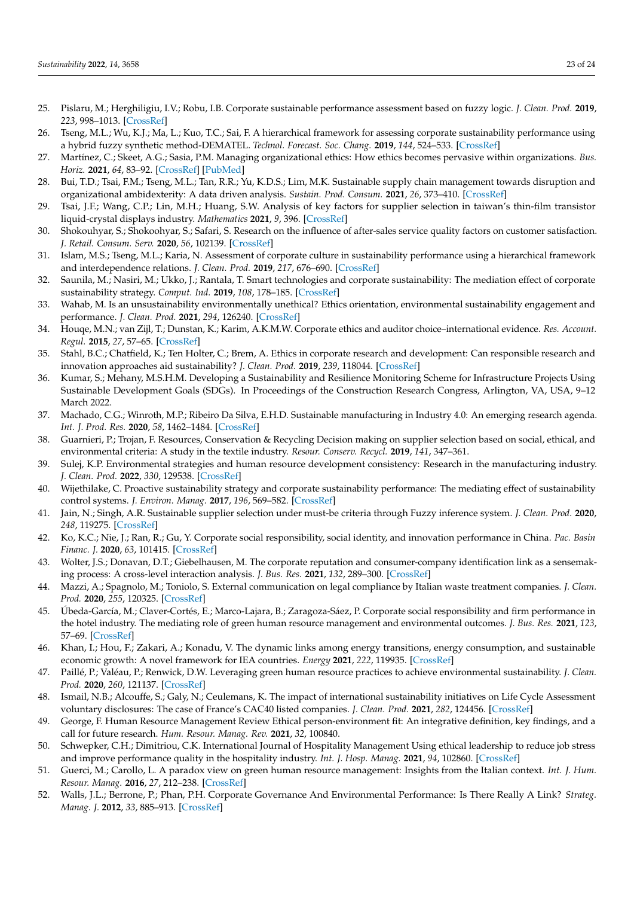25. Pislaru, M.; Herghiligiu, I.V.; Robu, I.B. Corporate sustainable performance assessment based on fuzzy logic. *J. Clean. Prod.* **2019**, *223*, 998–1013. [CrossRef]
26. Tseng, M.L.; Wu, K.J.; Ma, L.; Kuo, T.C.; Sai, F. A hierarchical framework for assessing corporate sustainability performance using a hybrid fuzzy synthetic method-DEMATEL. *Technol. Forecast. Soc. Chang.* **2019**, *144*, 524–533. [CrossRef]
27. Martínez, C.; Skeet, A.G.; Sasia, P.M. Managing organizational ethics: How ethics becomes pervasive within organizations. *Bus. Horiz.* **2021**, *64*, 83–92. [CrossRef] [PubMed]
28. Bui, T.D.; Tsai, F.M.; Tseng, M.L.; Tan, R.R.; Yu, K.D.S.; Lim, M.K. Sustainable supply chain management towards disruption and organizational ambidexterity: A data driven analysis. *Sustain. Prod. Consum.* **2021**, *26*, 373–410. [CrossRef]
29. Tsai, J.F.; Wang, C.P.; Lin, M.H.; Huang, S.W. Analysis of key factors for supplier selection in taiwan's thin-film transistor liquid-crystal displays industry. *Mathematics* **2021**, *9*, 396. [CrossRef]
30. Shokouhyar, S.; Shokoohyar, S.; Safari, S. Research on the influence of after-sales service quality factors on customer satisfaction. *J. Retail. Consum. Serv.* **2020**, *56*, 102139. [CrossRef]
31. Islam, M.S.; Tseng, M.L.; Karia, N. Assessment of corporate culture in sustainability performance using a hierarchical framework and interdependence relations. *J. Clean. Prod.* **2019**, *217*, 676–690. [CrossRef]
32. Saunila, M.; Nasiri, M.; Ukko, J.; Rantala, T. Smart technologies and corporate sustainability: The mediation effect of corporate sustainability strategy. *Comput. Ind.* **2019**, *108*, 178–185. [CrossRef]
33. Wahab, M. Is an unsustainability environmentally unethical? Ethics orientation, environmental sustainability engagement and performance. *J. Clean. Prod.* **2021**, *294*, 126240. [CrossRef]
34. Houqe, M.N.; van Zijl, T.; Dunstan, K.; Karim, A.K.M.W. Corporate ethics and auditor choice–international evidence. *Res. Account. Regul.* **2015**, *27*, 57–65. [CrossRef]
35. Stahl, B.C.; Chatfield, K.; Ten Holter, C.; Brem, A. Ethics in corporate research and development: Can responsible research and innovation approaches aid sustainability? *J. Clean. Prod.* **2019**, *239*, 118044. [CrossRef]
36. Kumar, S.; Mehany, M.S.H.M. Developing a Sustainability and Resilience Monitoring Scheme for Infrastructure Projects Using Sustainable Development Goals (SDGs). In Proceedings of the Construction Research Congress, Arlington, VA, USA, 9–12 March 2022.
37. Machado, C.G.; Winroth, M.P.; Ribeiro Da Silva, E.H.D. Sustainable manufacturing in Industry 4.0: An emerging research agenda. *Int. J. Prod. Res.* **2020**, *58*, 1462–1484. [CrossRef]
38. Guarnieri, P.; Trojan, F. Resources, Conservation & Recycling Decision making on supplier selection based on social, ethical, and environmental criteria: A study in the textile industry. *Resour. Conserv. Recycl.* **2019**, *141*, 347–361.
39. Sulej, K.P. Environmental strategies and human resource development consistency: Research in the manufacturing industry. *J. Clean. Prod.* **2022**, *330*, 129538. [CrossRef]
40. Wijethilake, C. Proactive sustainability strategy and corporate sustainability performance: The mediating effect of sustainability control systems. *J. Environ. Manag.* **2017**, *196*, 569–582. [CrossRef]
41. Jain, N.; Singh, A.R. Sustainable supplier selection under must-be criteria through Fuzzy inference system. *J. Clean. Prod.* **2020**, *248*, 119275. [CrossRef]
42. Ko, K.C.; Nie, J.; Ran, R.; Gu, Y. Corporate social responsibility, social identity, and innovation performance in China. *Pac. Basin Financ. J.* **2020**, *63*, 101415. [CrossRef]
43. Wolter, J.S.; Donavan, D.T.; Giebelhausen, M. The corporate reputation and consumer-company identification link as a sensemaking process: A cross-level interaction analysis. *J. Bus. Res.* **2021**, *132*, 289–300. [CrossRef]
44. Mazzi, A.; Spagnolo, M.; Toniolo, S. External communication on legal compliance by Italian waste treatment companies. *J. Clean. Prod.* **2020**, *255*, 120325. [CrossRef]
45. Úbeda-García, M.; Claver-Cortés, E.; Marco-Lajara, B.; Zaragoza-Sáez, P. Corporate social responsibility and firm performance in the hotel industry. The mediating role of green human resource management and environmental outcomes. *J. Bus. Res.* **2021**, *123*, 57–69. [CrossRef]
46. Khan, I.; Hou, F.; Zakari, A.; Konadu, V. The dynamic links among energy transitions, energy consumption, and sustainable economic growth: A novel framework for IEA countries. *Energy* **2021**, *222*, 119935. [CrossRef]
47. Paillé, P.; Valéau, P.; Renwick, D.W. Leveraging green human resource practices to achieve environmental sustainability. *J. Clean. Prod.* **2020**, *260*, 121137. [CrossRef]
48. Ismail, N.B.; Alcouffe, S.; Galy, N.; Ceulemans, K. The impact of international sustainability initiatives on Life Cycle Assessment voluntary disclosures: The case of France's CAC40 listed companies. *J. Clean. Prod.* **2021**, *282*, 124456. [CrossRef]
49. George, F. Human Resource Management Review Ethical person-environment fit: An integrative definition, key findings, and a call for future research. *Hum. Resour. Manag. Rev.* **2021**, *32*, 100840.
50. Schwepker, C.H.; Dimitriou, C.K. International Journal of Hospitality Management Using ethical leadership to reduce job stress and improve performance quality in the hospitality industry. *Int. J. Hosp. Manag.* **2021**, *94*, 102860. [CrossRef]
51. Guerci, M.; Carollo, L. A paradox view on green human resource management: Insights from the Italian context. *Int. J. Hum. Resour. Manag.* **2016**, *27*, 212–238. [CrossRef]
52. Walls, J.L.; Berrone, P.; Phan, P.H. Corporate Governance And Environmental Performance: Is There Really A Link? *Strateg. Manag. J.* **2012**, *33*, 885–913. [CrossRef]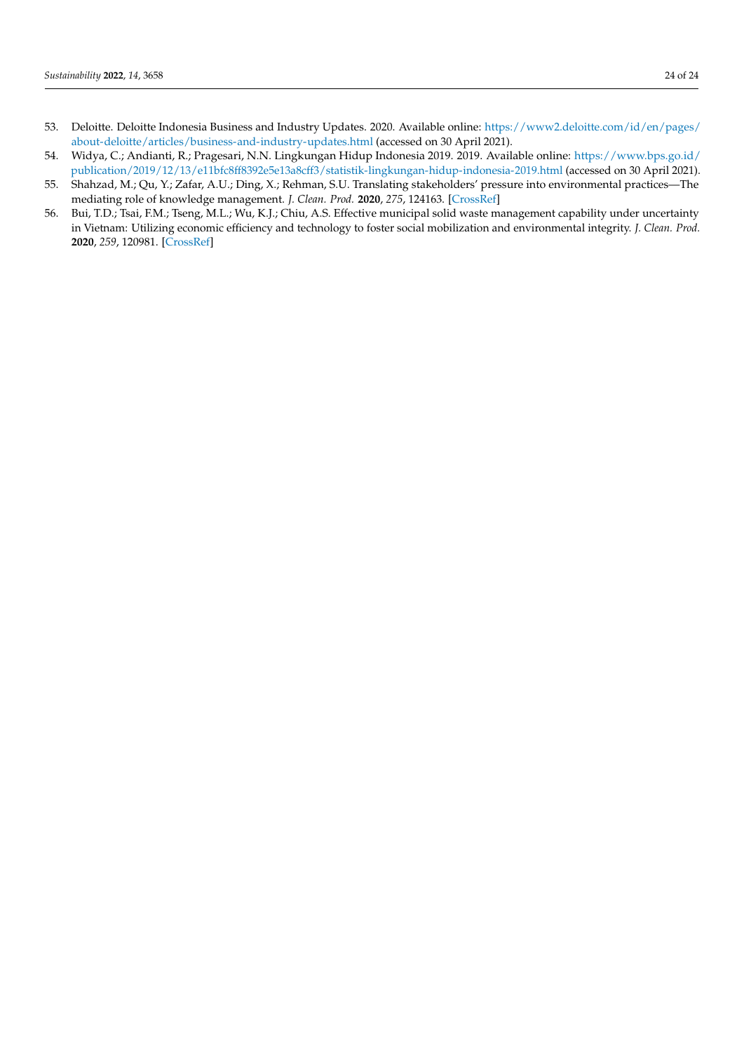53. Deloitte. Deloitte Indonesia Business and Industry Updates. 2020. Available online: https://www2.deloitte.com/id/en/pages/about-deloitte/articles/business-and-industry-updates.html (accessed on 30 April 2021).
54. Widya, C.; Andianti, R.; Pragesari, N.N. Lingkungan Hidup Indonesia 2019. 2019. Available online: https://www.bps.go.id/publication/2019/12/13/e11bfc8ff8392e5e13a8cff3/statistik-lingkungan-hidup-indonesia-2019.html (accessed on 30 April 2021).
55. Shahzad, M.; Qu, Y.; Zafar, A.U.; Ding, X.; Rehman, S.U. Translating stakeholders' pressure into environmental practices—The mediating role of knowledge management. *J. Clean. Prod.* **2020**, *275*, 124163. [CrossRef]
56. Bui, T.D.; Tsai, F.M.; Tseng, M.L.; Wu, K.J.; Chiu, A.S. Effective municipal solid waste management capability under uncertainty in Vietnam: Utilizing economic efficiency and technology to foster social mobilization and environmental integrity. *J. Clean. Prod.* **2020**, *259*, 120981. [CrossRef]